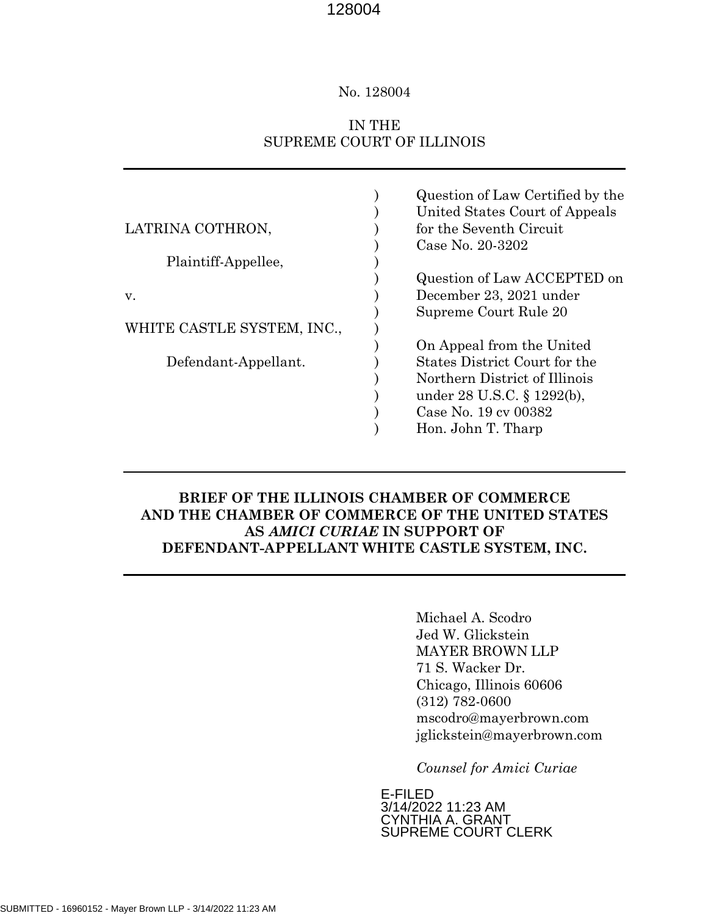No. 128004

IN THE
SUPREME COURT OF ILLINOIS

| | | |
|---|---|---|
| LATRINA COTHRON, | ) | Question of Law Certified by the United States Court of Appeals for the Seventh Circuit Case No. 20-3202 |
| Plaintiff-Appellee, | ) | |
| v. | ) | Question of Law ACCEPTED on December 23, 2021 under Supreme Court Rule 20 |
| WHITE CASTLE SYSTEM, INC., | ) | |
| Defendant-Appellant. | ) | On Appeal from the United States District Court for the Northern District of Illinois under 28 U.S.C. § 1292(b), Case No. 19 cv 00382 Hon. John T. Tharp |

**BRIEF OF THE ILLINOIS CHAMBER OF COMMERCE AND THE CHAMBER OF COMMERCE OF THE UNITED STATES AS *AMICI CURIAE* IN SUPPORT OF DEFENDANT-APPELLANT WHITE CASTLE SYSTEM, INC.**

Michael A. Scodro
Jed W. Glickstein
MAYER BROWN LLP
71 S. Wacker Dr.
Chicago, Illinois 60606
(312) 782-0600
mscodro@mayerbrown.com
jglickstein@mayerbrown.com

*Counsel for Amici Curiae*

E-FILED
3/14/2022 11:23 AM
CYNTHIA A. GRANT
SUPREME COURT CLERK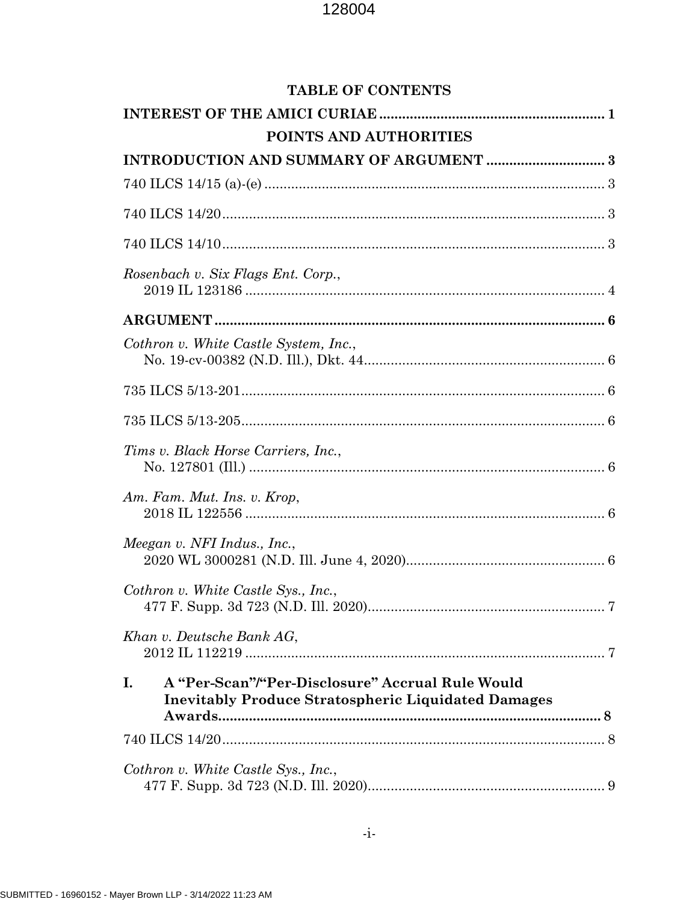## TABLE OF CONTENTS

**INTEREST OF THE AMICI CURIAE** .......... 1

### POINTS AND AUTHORITIES

**INTRODUCTION AND SUMMARY OF ARGUMENT** .......... 3

740 ILCS 14/15 (a)-(e) .......... 3

740 ILCS 14/20 .......... 3

740 ILCS 14/10 .......... 3

*Rosenbach v. Six Flags Ent. Corp.*, 2019 IL 123186 .......... 4

**ARGUMENT** .......... 6

*Cothron v. White Castle System, Inc.*, No. 19-cv-00382 (N.D. Ill.), Dkt. 44 .......... 6

735 ILCS 5/13-201 .......... 6

735 ILCS 5/13-205 .......... 6

*Tims v. Black Horse Carriers, Inc.*, No. 127801 (Ill.) .......... 6

*Am. Fam. Mut. Ins. v. Krop*, 2018 IL 122556 .......... 6

*Meegan v. NFI Indus., Inc.*, 2020 WL 3000281 (N.D. Ill. June 4, 2020) .......... 6

*Cothron v. White Castle Sys., Inc.*, 477 F. Supp. 3d 723 (N.D. Ill. 2020) .......... 7

*Khan v. Deutsche Bank AG*, 2012 IL 112219 .......... 7

**I. A "Per-Scan"/"Per-Disclosure" Accrual Rule Would Inevitably Produce Stratospheric Liquidated Damages Awards** .......... 8

740 ILCS 14/20 .......... 8

*Cothron v. White Castle Sys., Inc.*, 477 F. Supp. 3d 723 (N.D. Ill. 2020) .......... 9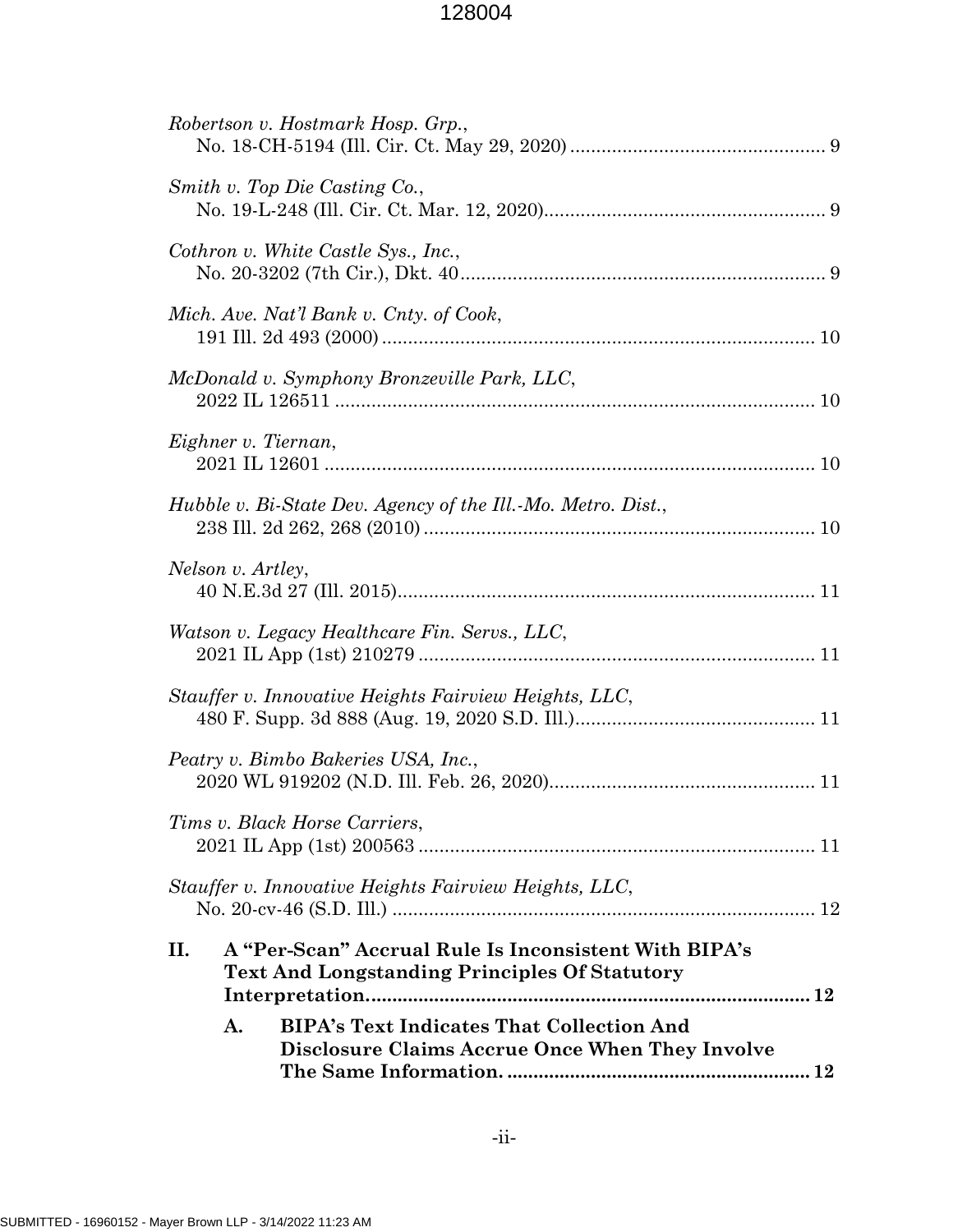*Robertson v. Hostmark Hosp. Grp.*,
No. 18-CH-5194 (Ill. Cir. Ct. May 29, 2020) ................................................ 9

*Smith v. Top Die Casting Co.*,
No. 19-L-248 (Ill. Cir. Ct. Mar. 12, 2020)...................................................... 9

*Cothron v. White Castle Sys., Inc.*,
No. 20-3202 (7th Cir.), Dkt. 40...................................................................... 9

*Mich. Ave. Nat'l Bank v. Cnty. of Cook*,
191 Ill. 2d 493 (2000) .................................................................................. 10

*McDonald v. Symphony Bronzeville Park, LLC*,
2022 IL 126511 ........................................................................................... 10

*Eighner v. Tiernan*,
2021 IL 12601 ............................................................................................. 10

*Hubble v. Bi-State Dev. Agency of the Ill.-Mo. Metro. Dist.*,
238 Ill. 2d 262, 268 (2010) .......................................................................... 10

*Nelson v. Artley*,
40 N.E.3d 27 (Ill. 2015)............................................................................... 11

*Watson v. Legacy Healthcare Fin. Servs., LLC*,
2021 IL App (1st) 210279 ........................................................................... 11

*Stauffer v. Innovative Heights Fairview Heights, LLC*,
480 F. Supp. 3d 888 (Aug. 19, 2020 S.D. Ill.)............................................. 11

*Peatry v. Bimbo Bakeries USA, Inc.*,
2020 WL 919202 (N.D. Ill. Feb. 26, 2020).................................................. 11

*Tims v. Black Horse Carriers*,
2021 IL App (1st) 200563 ........................................................................... 11

*Stauffer v. Innovative Heights Fairview Heights, LLC*,
No. 20-cv-46 (S.D. Ill.) ................................................................................ 12

**II. A "Per-Scan" Accrual Rule Is Inconsistent With BIPA's Text And Longstanding Principles Of Statutory Interpretation.................................................................................... 12**

**A. BIPA's Text Indicates That Collection And Disclosure Claims Accrue Once When They Involve The Same Information. ......................................................... 12**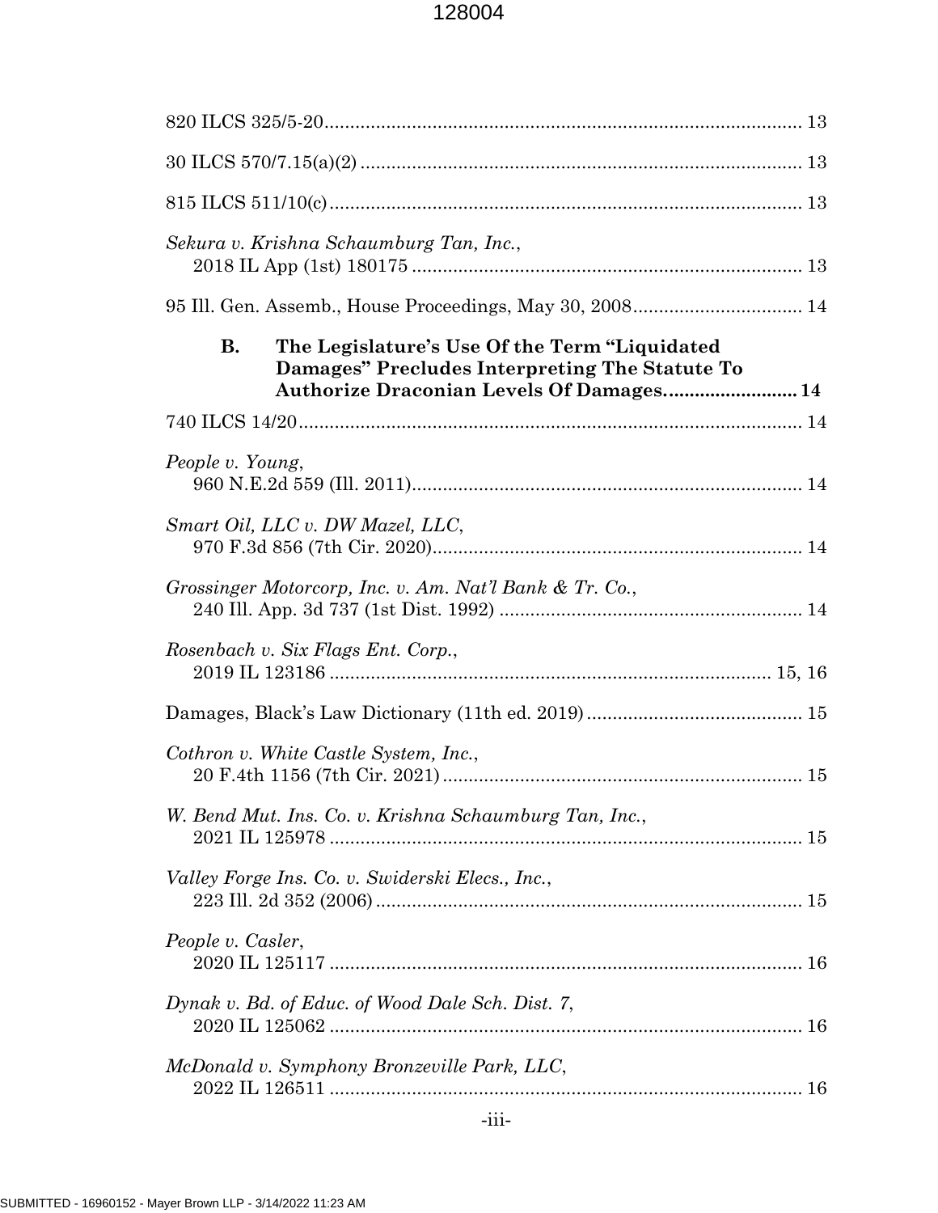820 ILCS 325/5-20 .......................................................................................... 13

30 ILCS 570/7.15(a)(2) .................................................................................. 13

815 ILCS 511/10(c) ........................................................................................ 13

*Sekura v. Krishna Schaumburg Tan, Inc.*,
2018 IL App (1st) 180175 ........................................................................... 13

95 Ill. Gen. Assemb., House Proceedings, May 30, 2008 ................................. 14

**B. The Legislature's Use Of the Term "Liquidated Damages" Precludes Interpreting The Statute To Authorize Draconian Levels Of Damages.......................... 14**

740 ILCS 14/20 ................................................................................................ 14

*People v. Young*,
960 N.E.2d 559 (Ill. 2011) ........................................................................... 14

*Smart Oil, LLC v. DW Mazel, LLC*,
970 F.3d 856 (7th Cir. 2020) ....................................................................... 14

*Grossinger Motorcorp, Inc. v. Am. Nat'l Bank & Tr. Co.*,
240 Ill. App. 3d 737 (1st Dist. 1992) .......................................................... 14

*Rosenbach v. Six Flags Ent. Corp.*,
2019 IL 123186 ..................................................................................... 15, 16

Damages, Black's Law Dictionary (11th ed. 2019) .......................................... 15

*Cothron v. White Castle System, Inc.*,
20 F.4th 1156 (7th Cir. 2021) ..................................................................... 15

*W. Bend Mut. Ins. Co. v. Krishna Schaumburg Tan, Inc.*,
2021 IL 125978 ........................................................................................... 15

*Valley Forge Ins. Co. v. Swiderski Elecs., Inc.*,
223 Ill. 2d 352 (2006) .................................................................................. 15

*People v. Casler*,
2020 IL 125117 ........................................................................................... 16

*Dynak v. Bd. of Educ. of Wood Dale Sch. Dist. 7*,
2020 IL 125062 ........................................................................................... 16

*McDonald v. Symphony Bronzeville Park, LLC*,
2022 IL 126511 ........................................................................................... 16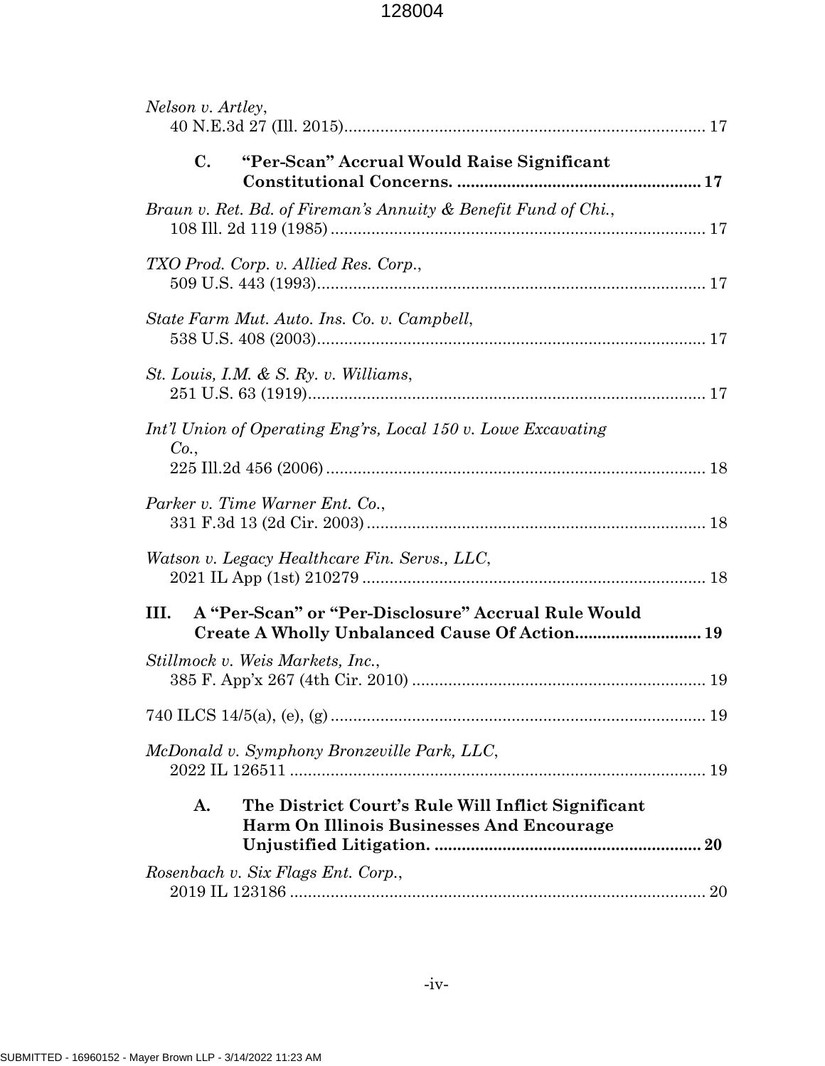*Nelson v. Artley*,
40 N.E.3d 27 (Ill. 2015)................................................................................ 17

**C. "Per-Scan" Accrual Would Raise Significant Constitutional Concerns. ...................................................... 17**

*Braun v. Ret. Bd. of Fireman's Annuity & Benefit Fund of Chi.*,
108 Ill. 2d 119 (1985)................................................................................... 17

*TXO Prod. Corp. v. Allied Res. Corp.*,
509 U.S. 443 (1993)...................................................................................... 17

*State Farm Mut. Auto. Ins. Co. v. Campbell*,
538 U.S. 408 (2003)...................................................................................... 17

*St. Louis, I.M. & S. Ry. v. Williams*,
251 U.S. 63 (1919)........................................................................................ 17

*Int'l Union of Operating Eng'rs, Local 150 v. Lowe Excavating Co.*,
225 Ill.2d 456 (2006).................................................................................... 18

*Parker v. Time Warner Ent. Co.*,
331 F.3d 13 (2d Cir. 2003)........................................................................... 18

*Watson v. Legacy Healthcare Fin. Servs., LLC*,
2021 IL App (1st) 210279............................................................................ 18

**III. A "Per-Scan" or "Per-Disclosure" Accrual Rule Would Create A Wholly Unbalanced Cause Of Action............................ 19**

*Stillmock v. Weis Markets, Inc.*,
385 F. App'x 267 (4th Cir. 2010)................................................................. 19

740 ILCS 14/5(a), (e), (g)................................................................................... 19

*McDonald v. Symphony Bronzeville Park, LLC*,
2022 IL 126511............................................................................................. 19

**A. The District Court's Rule Will Inflict Significant Harm On Illinois Businesses And Encourage Unjustified Litigation. ........................................................... 20**

*Rosenbach v. Six Flags Ent. Corp.*,
2019 IL 123186............................................................................................. 20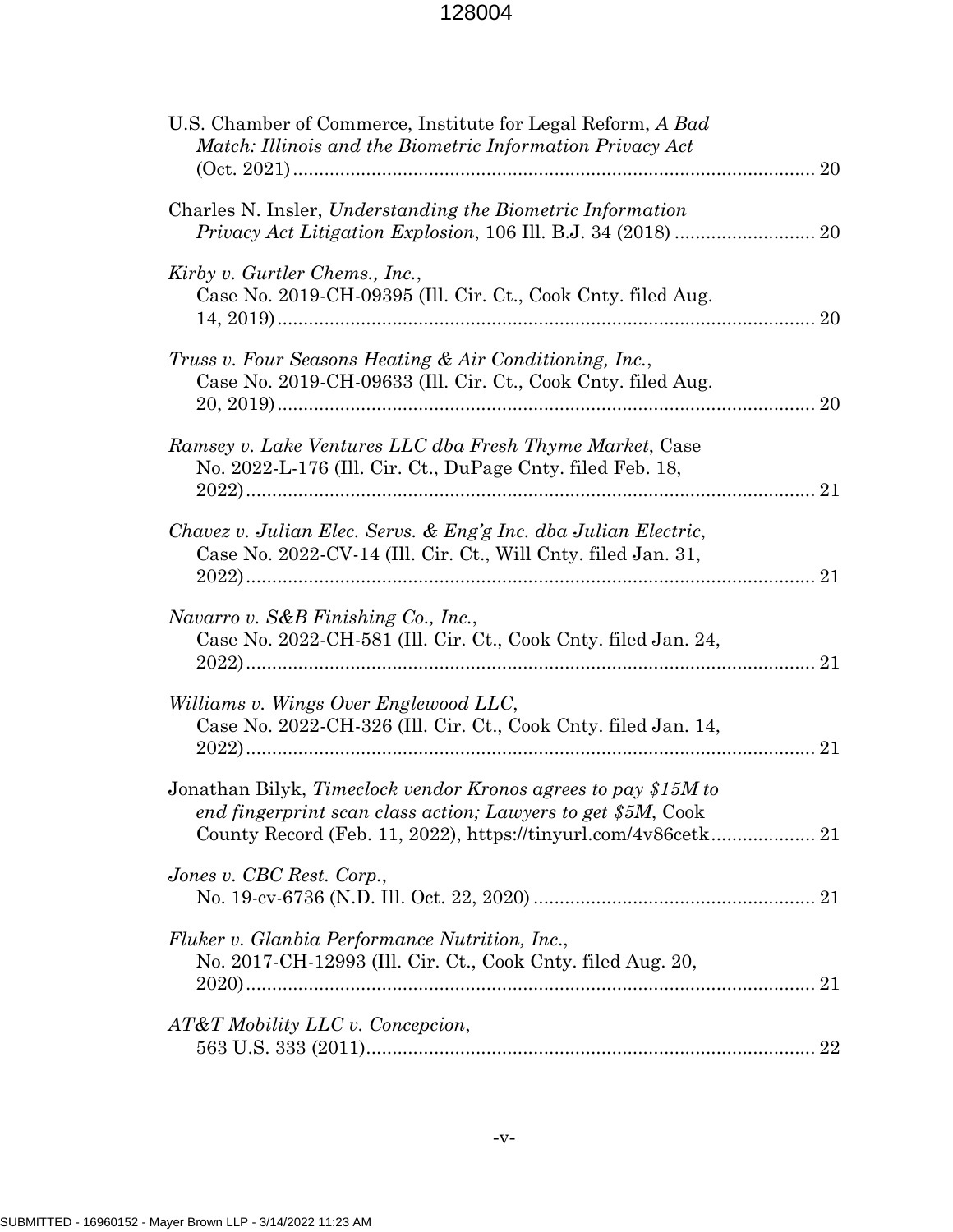U.S. Chamber of Commerce, Institute for Legal Reform, *A Bad Match: Illinois and the Biometric Information Privacy Act* (Oct. 2021) .................................................................................................... 20

Charles N. Insler, *Understanding the Biometric Information Privacy Act Litigation Explosion*, 106 Ill. B.J. 34 (2018) ........................... 20

*Kirby v. Gurtler Chems., Inc.*, Case No. 2019-CH-09395 (Ill. Cir. Ct., Cook Cnty. filed Aug. 14, 2019) ....................................................................................................... 20

*Truss v. Four Seasons Heating & Air Conditioning, Inc.*, Case No. 2019-CH-09633 (Ill. Cir. Ct., Cook Cnty. filed Aug. 20, 2019) ....................................................................................................... 20

*Ramsey v. Lake Ventures LLC dba Fresh Thyme Market*, Case No. 2022-L-176 (Ill. Cir. Ct., DuPage Cnty. filed Feb. 18, 2022) ............................................................................................................. 21

*Chavez v. Julian Elec. Servs. & Eng'g Inc. dba Julian Electric*, Case No. 2022-CV-14 (Ill. Cir. Ct., Will Cnty. filed Jan. 31, 2022) ............................................................................................................. 21

*Navarro v. S&B Finishing Co., Inc.*, Case No. 2022-CH-581 (Ill. Cir. Ct., Cook Cnty. filed Jan. 24, 2022) ............................................................................................................. 21

*Williams v. Wings Over Englewood LLC*, Case No. 2022-CH-326 (Ill. Cir. Ct., Cook Cnty. filed Jan. 14, 2022) ............................................................................................................. 21

Jonathan Bilyk, *Timeclock vendor Kronos agrees to pay $15M to end fingerprint scan class action; Lawyers to get $5M*, Cook County Record (Feb. 11, 2022), https://tinyurl.com/4v86cetk .................... 21

*Jones v. CBC Rest. Corp.*, No. 19-cv-6736 (N.D. Ill. Oct. 22, 2020) ...................................................... 21

*Fluker v. Glanbia Performance Nutrition, Inc.*, No. 2017-CH-12993 (Ill. Cir. Ct., Cook Cnty. filed Aug. 20, 2020) ............................................................................................................. 21

*AT&T Mobility LLC v. Concepcion*, 563 U.S. 333 (2011) ...................................................................................... 22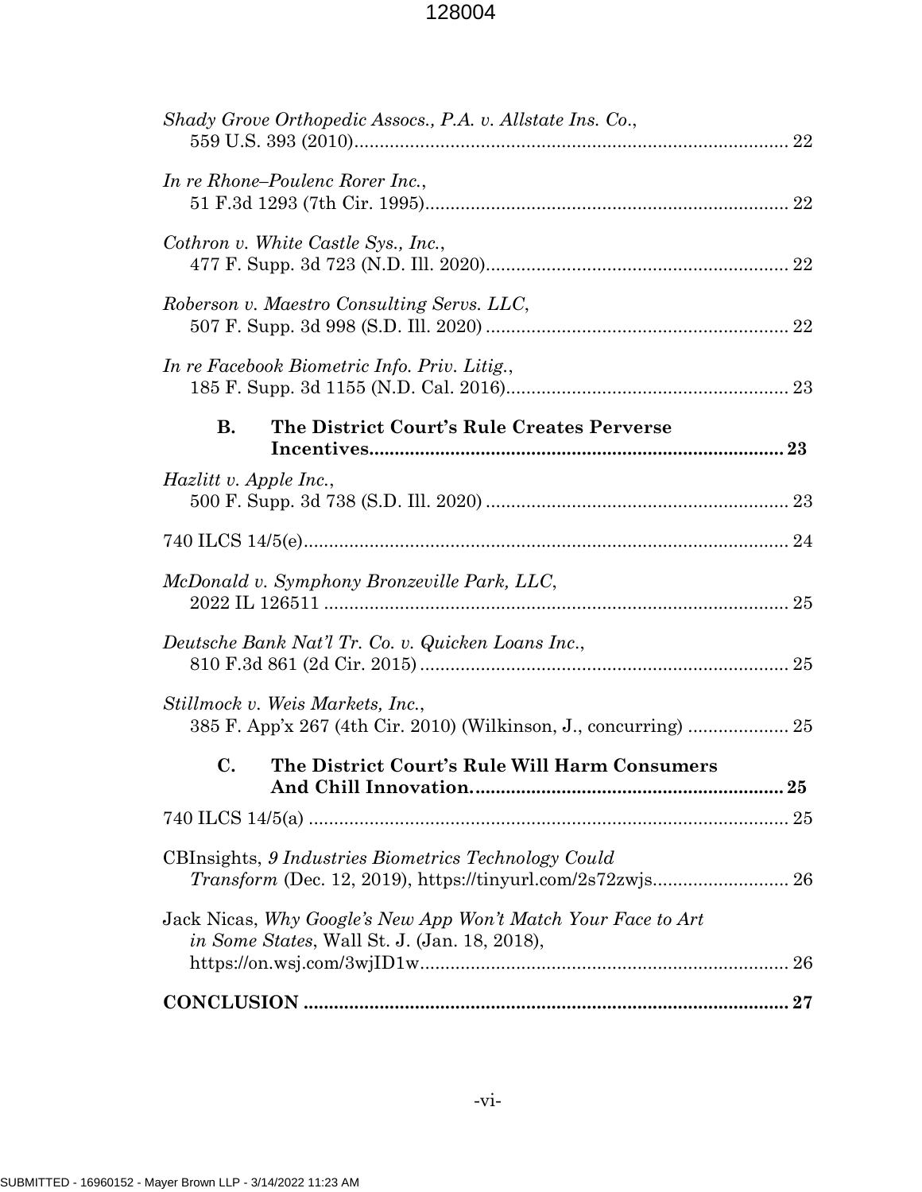*Shady Grove Orthopedic Assocs., P.A. v. Allstate Ins. Co.*,
559 U.S. 393 (2010)....................................................................................... 22

*In re Rhone–Poulenc Rorer Inc.*,
51 F.3d 1293 (7th Cir. 1995)......................................................................... 22

*Cothron v. White Castle Sys., Inc.*,
477 F. Supp. 3d 723 (N.D. Ill. 2020)............................................................ 22

*Roberson v. Maestro Consulting Servs. LLC*,
507 F. Supp. 3d 998 (S.D. Ill. 2020) ............................................................ 22

*In re Facebook Biometric Info. Priv. Litig.*,
185 F. Supp. 3d 1155 (N.D. Cal. 2016)......................................................... 23

**B. The District Court's Rule Creates Perverse Incentives.................................................................................. 23**

*Hazlitt v. Apple Inc.*,
500 F. Supp. 3d 738 (S.D. Ill. 2020) ............................................................ 23

740 ILCS 14/5(e)................................................................................................ 24

*McDonald v. Symphony Bronzeville Park, LLC*,
2022 IL 126511 ............................................................................................. 25

*Deutsche Bank Nat'l Tr. Co. v. Quicken Loans Inc.*,
810 F.3d 861 (2d Cir. 2015) ......................................................................... 25

*Stillmock v. Weis Markets, Inc.*,
385 F. App'x 267 (4th Cir. 2010) (Wilkinson, J., concurring) .................... 25

**C. The District Court's Rule Will Harm Consumers And Chill Innovation............................................................. 25**

740 ILCS 14/5(a) ............................................................................................... 25

CBInsights, *9 Industries Biometrics Technology Could Transform* (Dec. 12, 2019), https://tinyurl.com/2s72zwjs........................... 26

Jack Nicas, *Why Google's New App Won't Match Your Face to Art in Some States*, Wall St. J. (Jan. 18, 2018),
https://on.wsj.com/3wjID1w.......................................................................... 26

**CONCLUSION ................................................................................................ 27**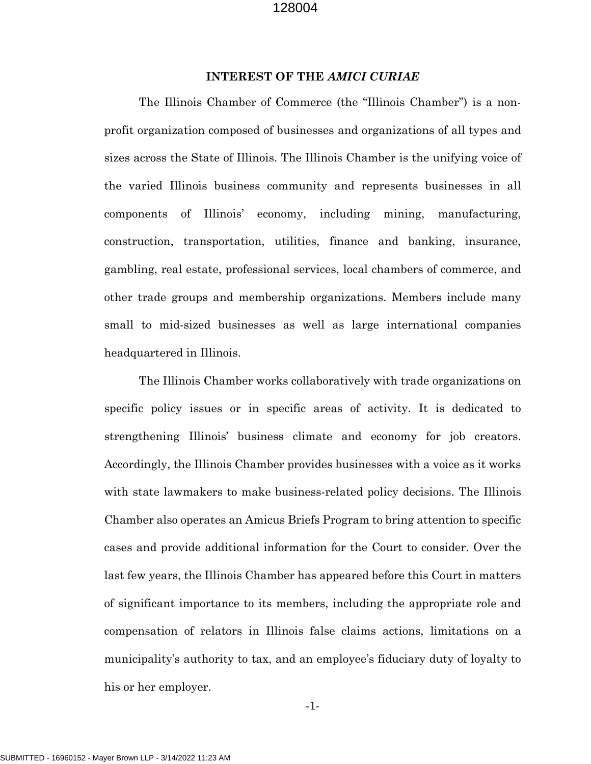## INTEREST OF THE *AMICI CURIAE*

The Illinois Chamber of Commerce (the "Illinois Chamber") is a non-profit organization composed of businesses and organizations of all types and sizes across the State of Illinois. The Illinois Chamber is the unifying voice of the varied Illinois business community and represents businesses in all components of Illinois' economy, including mining, manufacturing, construction, transportation, utilities, finance and banking, insurance, gambling, real estate, professional services, local chambers of commerce, and other trade groups and membership organizations. Members include many small to mid-sized businesses as well as large international companies headquartered in Illinois.

The Illinois Chamber works collaboratively with trade organizations on specific policy issues or in specific areas of activity. It is dedicated to strengthening Illinois' business climate and economy for job creators. Accordingly, the Illinois Chamber provides businesses with a voice as it works with state lawmakers to make business-related policy decisions. The Illinois Chamber also operates an Amicus Briefs Program to bring attention to specific cases and provide additional information for the Court to consider. Over the last few years, the Illinois Chamber has appeared before this Court in matters of significant importance to its members, including the appropriate role and compensation of relators in Illinois false claims actions, limitations on a municipality's authority to tax, and an employee's fiduciary duty of loyalty to his or her employer.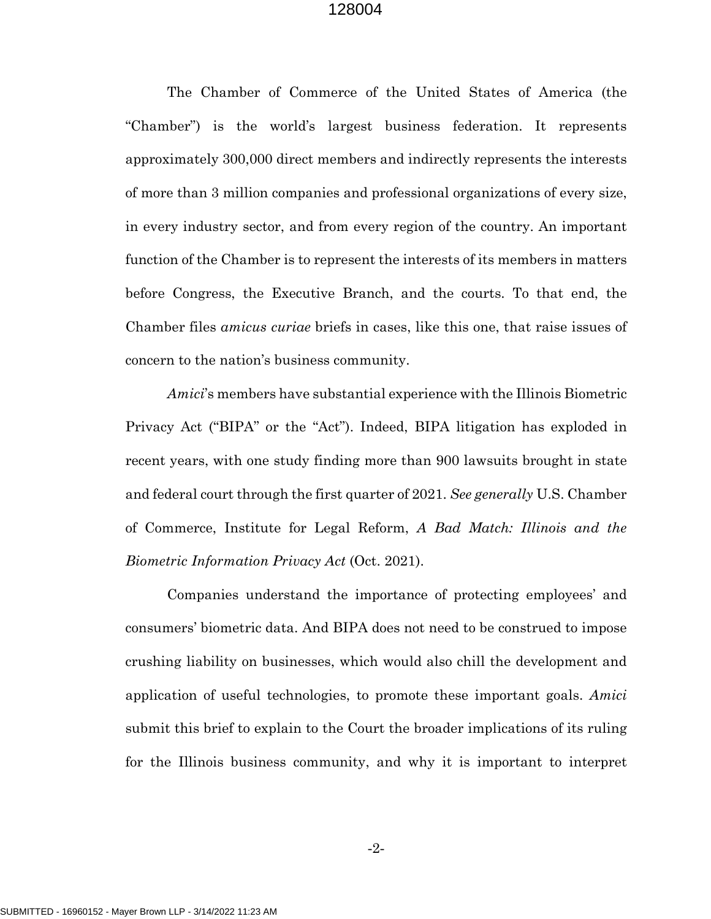The Chamber of Commerce of the United States of America (the "Chamber") is the world's largest business federation. It represents approximately 300,000 direct members and indirectly represents the interests of more than 3 million companies and professional organizations of every size, in every industry sector, and from every region of the country. An important function of the Chamber is to represent the interests of its members in matters before Congress, the Executive Branch, and the courts. To that end, the Chamber files *amicus curiae* briefs in cases, like this one, that raise issues of concern to the nation's business community.

*Amici*'s members have substantial experience with the Illinois Biometric Privacy Act ("BIPA" or the "Act"). Indeed, BIPA litigation has exploded in recent years, with one study finding more than 900 lawsuits brought in state and federal court through the first quarter of 2021. *See generally* U.S. Chamber of Commerce, Institute for Legal Reform, *A Bad Match: Illinois and the Biometric Information Privacy Act* (Oct. 2021).

Companies understand the importance of protecting employees' and consumers' biometric data. And BIPA does not need to be construed to impose crushing liability on businesses, which would also chill the development and application of useful technologies, to promote these important goals. *Amici* submit this brief to explain to the Court the broader implications of its ruling for the Illinois business community, and why it is important to interpret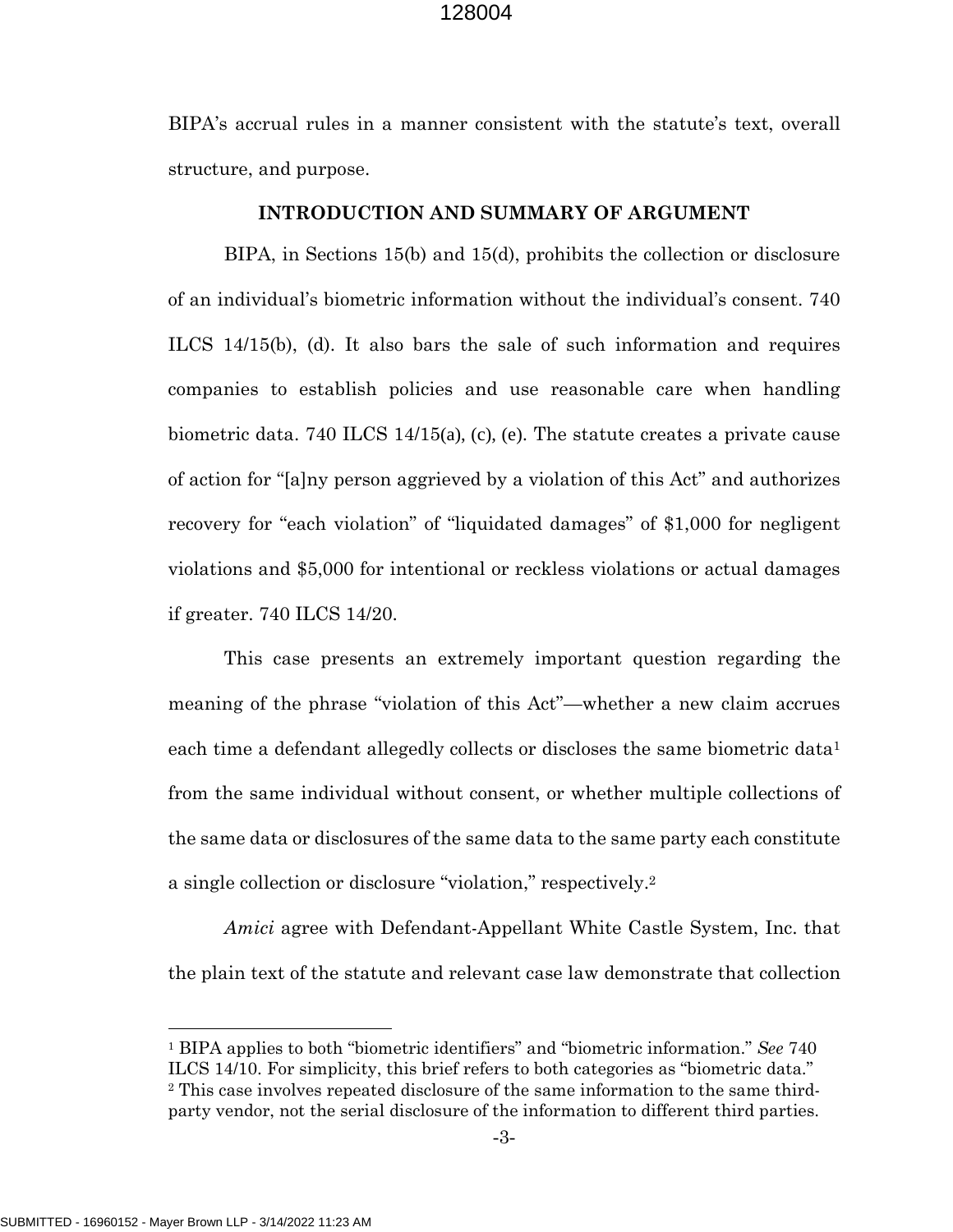BIPA's accrual rules in a manner consistent with the statute's text, overall structure, and purpose.

## INTRODUCTION AND SUMMARY OF ARGUMENT

BIPA, in Sections 15(b) and 15(d), prohibits the collection or disclosure of an individual's biometric information without the individual's consent. 740 ILCS 14/15(b), (d). It also bars the sale of such information and requires companies to establish policies and use reasonable care when handling biometric data. 740 ILCS 14/15(a), (c), (e). The statute creates a private cause of action for "[a]ny person aggrieved by a violation of this Act" and authorizes recovery for "each violation" of "liquidated damages" of $1,000 for negligent violations and $5,000 for intentional or reckless violations or actual damages if greater. 740 ILCS 14/20.

This case presents an extremely important question regarding the meaning of the phrase "violation of this Act"—whether a new claim accrues each time a defendant allegedly collects or discloses the same biometric data[1] from the same individual without consent, or whether multiple collections of the same data or disclosures of the same data to the same party each constitute a single collection or disclosure "violation," respectively.[2]

*Amici* agree with Defendant-Appellant White Castle System, Inc. that the plain text of the statute and relevant case law demonstrate that collection

---

[1] BIPA applies to both "biometric identifiers" and "biometric information." *See* 740 ILCS 14/10. For simplicity, this brief refers to both categories as "biometric data."

[2] This case involves repeated disclosure of the same information to the same third-party vendor, not the serial disclosure of the information to different third parties.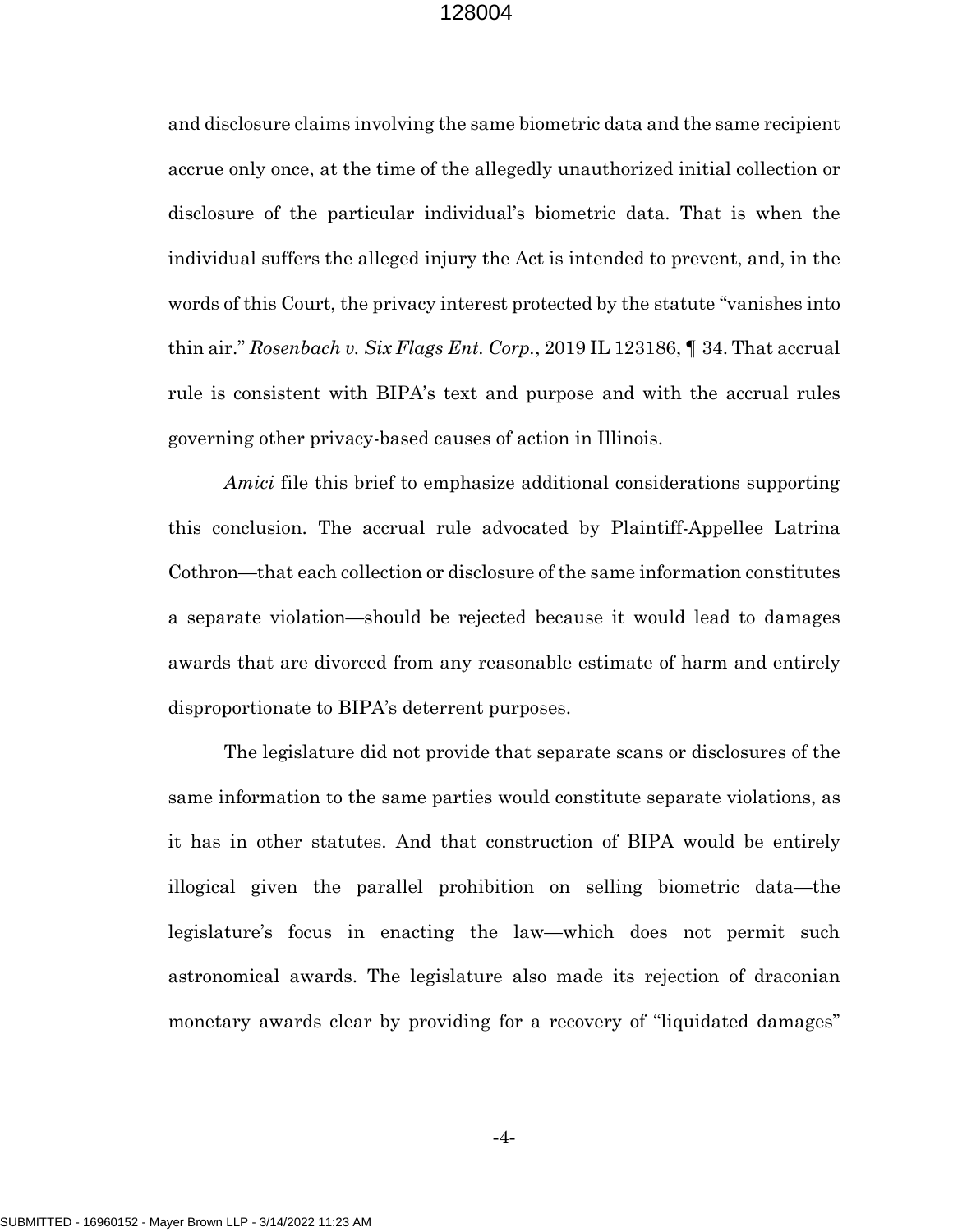and disclosure claims involving the same biometric data and the same recipient accrue only once, at the time of the allegedly unauthorized initial collection or disclosure of the particular individual's biometric data. That is when the individual suffers the alleged injury the Act is intended to prevent, and, in the words of this Court, the privacy interest protected by the statute "vanishes into thin air." *Rosenbach v. Six Flags Ent. Corp.*, 2019 IL 123186, ¶ 34. That accrual rule is consistent with BIPA's text and purpose and with the accrual rules governing other privacy-based causes of action in Illinois.

*Amici* file this brief to emphasize additional considerations supporting this conclusion. The accrual rule advocated by Plaintiff-Appellee Latrina Cothron—that each collection or disclosure of the same information constitutes a separate violation—should be rejected because it would lead to damages awards that are divorced from any reasonable estimate of harm and entirely disproportionate to BIPA's deterrent purposes.

The legislature did not provide that separate scans or disclosures of the same information to the same parties would constitute separate violations, as it has in other statutes. And that construction of BIPA would be entirely illogical given the parallel prohibition on selling biometric data—the legislature's focus in enacting the law—which does not permit such astronomical awards. The legislature also made its rejection of draconian monetary awards clear by providing for a recovery of "liquidated damages"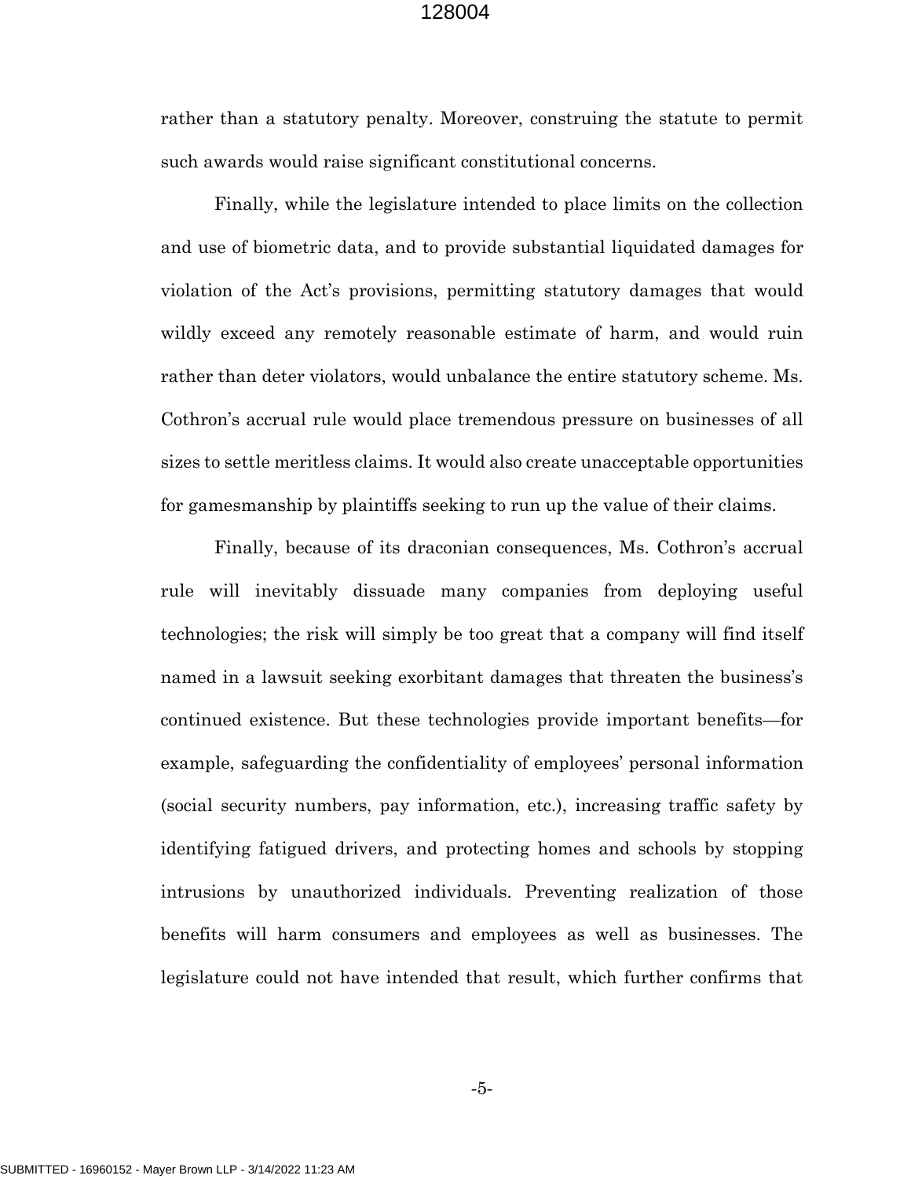rather than a statutory penalty. Moreover, construing the statute to permit such awards would raise significant constitutional concerns.

Finally, while the legislature intended to place limits on the collection and use of biometric data, and to provide substantial liquidated damages for violation of the Act's provisions, permitting statutory damages that would wildly exceed any remotely reasonable estimate of harm, and would ruin rather than deter violators, would unbalance the entire statutory scheme. Ms. Cothron's accrual rule would place tremendous pressure on businesses of all sizes to settle meritless claims. It would also create unacceptable opportunities for gamesmanship by plaintiffs seeking to run up the value of their claims.

Finally, because of its draconian consequences, Ms. Cothron's accrual rule will inevitably dissuade many companies from deploying useful technologies; the risk will simply be too great that a company will find itself named in a lawsuit seeking exorbitant damages that threaten the business's continued existence. But these technologies provide important benefits—for example, safeguarding the confidentiality of employees' personal information (social security numbers, pay information, etc.), increasing traffic safety by identifying fatigued drivers, and protecting homes and schools by stopping intrusions by unauthorized individuals. Preventing realization of those benefits will harm consumers and employees as well as businesses. The legislature could not have intended that result, which further confirms that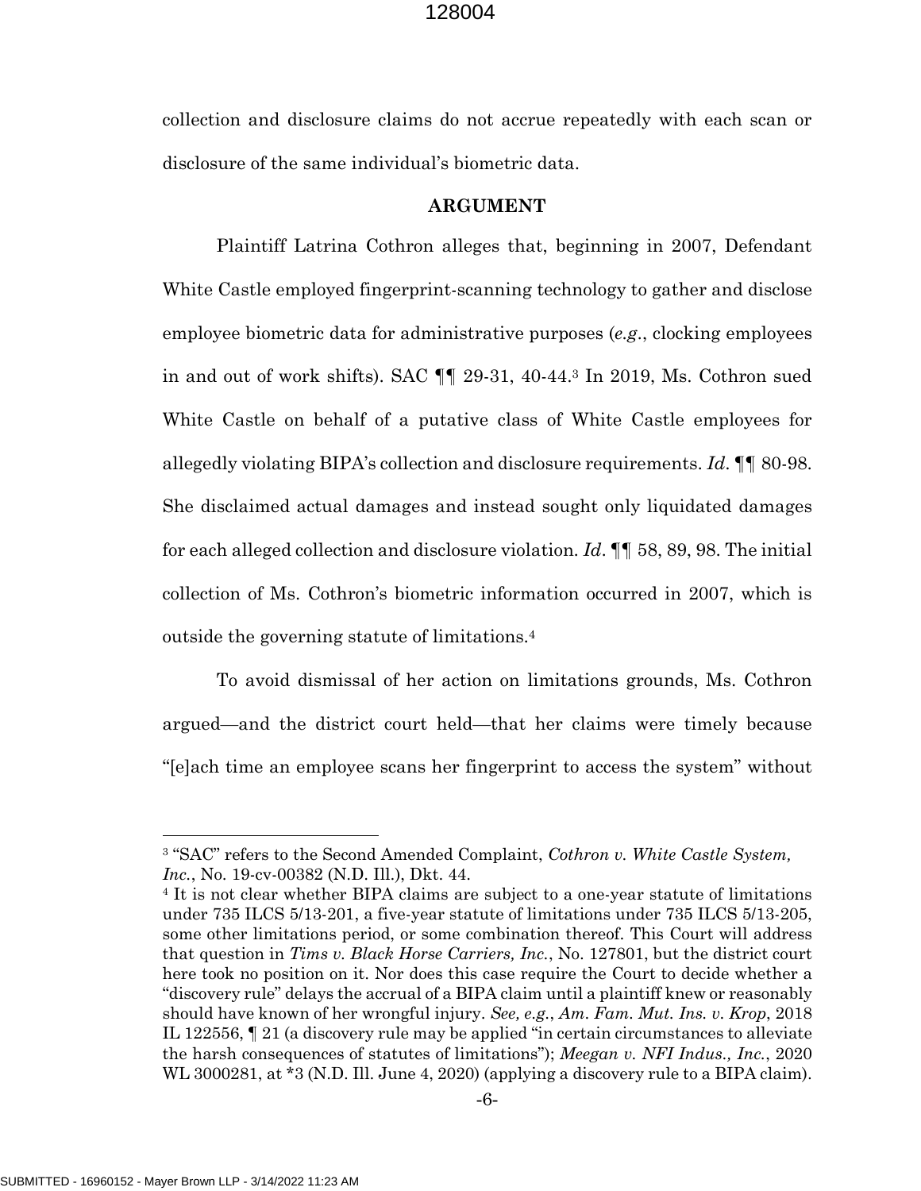collection and disclosure claims do not accrue repeatedly with each scan or disclosure of the same individual's biometric data.

## ARGUMENT

Plaintiff Latrina Cothron alleges that, beginning in 2007, Defendant White Castle employed fingerprint-scanning technology to gather and disclose employee biometric data for administrative purposes (*e.g.*, clocking employees in and out of work shifts). SAC ¶¶ 29-31, 40-44.[3] In 2019, Ms. Cothron sued White Castle on behalf of a putative class of White Castle employees for allegedly violating BIPA's collection and disclosure requirements. *Id.* ¶¶ 80-98. She disclaimed actual damages and instead sought only liquidated damages for each alleged collection and disclosure violation. *Id*. ¶¶ 58, 89, 98. The initial collection of Ms. Cothron's biometric information occurred in 2007, which is outside the governing statute of limitations.[4]

To avoid dismissal of her action on limitations grounds, Ms. Cothron argued—and the district court held—that her claims were timely because "[e]ach time an employee scans her fingerprint to access the system" without

---

[3] "SAC" refers to the Second Amended Complaint, *Cothron v. White Castle System, Inc.*, No. 19-cv-00382 (N.D. Ill.), Dkt. 44.

[4] It is not clear whether BIPA claims are subject to a one-year statute of limitations under 735 ILCS 5/13-201, a five-year statute of limitations under 735 ILCS 5/13-205, some other limitations period, or some combination thereof. This Court will address that question in *Tims v. Black Horse Carriers, Inc.*, No. 127801, but the district court here took no position on it. Nor does this case require the Court to decide whether a "discovery rule" delays the accrual of a BIPA claim until a plaintiff knew or reasonably should have known of her wrongful injury. *See, e.g.*, *Am. Fam. Mut. Ins. v. Krop*, 2018 IL 122556, ¶ 21 (a discovery rule may be applied "in certain circumstances to alleviate the harsh consequences of statutes of limitations"); *Meegan v. NFI Indus., Inc.*, 2020 WL 3000281, at *3 (N.D. Ill. June 4, 2020) (applying a discovery rule to a BIPA claim).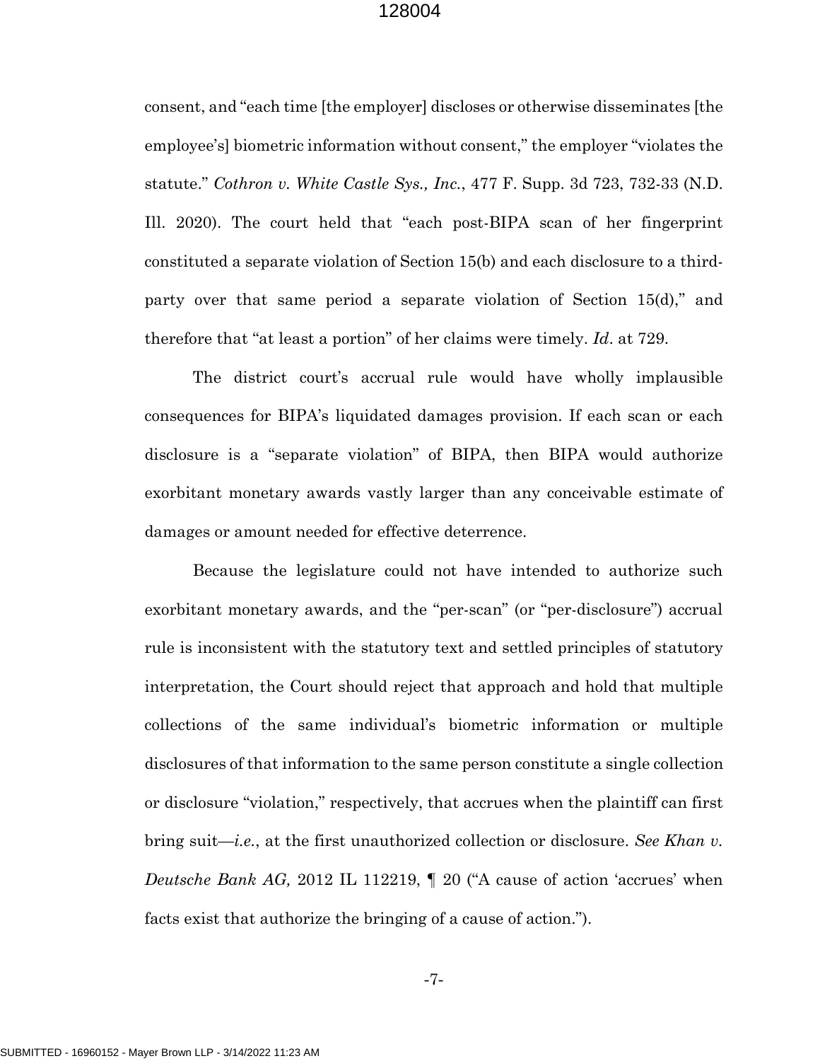consent, and "each time [the employer] discloses or otherwise disseminates [the employee's] biometric information without consent," the employer "violates the statute." *Cothron v. White Castle Sys., Inc.*, 477 F. Supp. 3d 723, 732-33 (N.D. Ill. 2020). The court held that "each post-BIPA scan of her fingerprint constituted a separate violation of Section 15(b) and each disclosure to a third-party over that same period a separate violation of Section 15(d)," and therefore that "at least a portion" of her claims were timely. *Id*. at 729.

The district court's accrual rule would have wholly implausible consequences for BIPA's liquidated damages provision. If each scan or each disclosure is a "separate violation" of BIPA, then BIPA would authorize exorbitant monetary awards vastly larger than any conceivable estimate of damages or amount needed for effective deterrence.

Because the legislature could not have intended to authorize such exorbitant monetary awards, and the "per-scan" (or "per-disclosure") accrual rule is inconsistent with the statutory text and settled principles of statutory interpretation, the Court should reject that approach and hold that multiple collections of the same individual's biometric information or multiple disclosures of that information to the same person constitute a single collection or disclosure "violation," respectively, that accrues when the plaintiff can first bring suit—*i.e.*, at the first unauthorized collection or disclosure. *See Khan v. Deutsche Bank AG,* 2012 IL 112219, ¶ 20 ("A cause of action 'accrues' when facts exist that authorize the bringing of a cause of action.").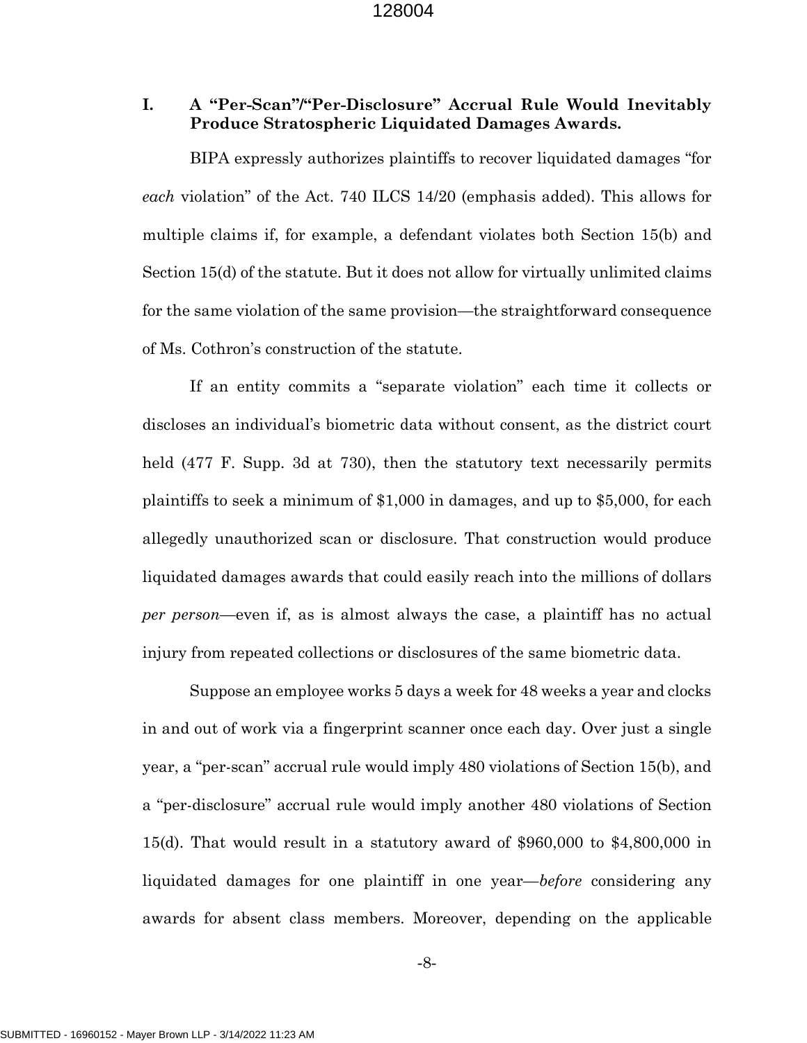## I. A "Per-Scan"/"Per-Disclosure" Accrual Rule Would Inevitably Produce Stratospheric Liquidated Damages Awards.

BIPA expressly authorizes plaintiffs to recover liquidated damages "for *each* violation" of the Act. 740 ILCS 14/20 (emphasis added). This allows for multiple claims if, for example, a defendant violates both Section 15(b) and Section 15(d) of the statute. But it does not allow for virtually unlimited claims for the same violation of the same provision—the straightforward consequence of Ms. Cothron's construction of the statute.

If an entity commits a "separate violation" each time it collects or discloses an individual's biometric data without consent, as the district court held (477 F. Supp. 3d at 730), then the statutory text necessarily permits plaintiffs to seek a minimum of $1,000 in damages, and up to $5,000, for each allegedly unauthorized scan or disclosure. That construction would produce liquidated damages awards that could easily reach into the millions of dollars *per person*—even if, as is almost always the case, a plaintiff has no actual injury from repeated collections or disclosures of the same biometric data.

Suppose an employee works 5 days a week for 48 weeks a year and clocks in and out of work via a fingerprint scanner once each day. Over just a single year, a "per-scan" accrual rule would imply 480 violations of Section 15(b), and a "per-disclosure" accrual rule would imply another 480 violations of Section 15(d). That would result in a statutory award of $960,000 to $4,800,000 in liquidated damages for one plaintiff in one year—*before* considering any awards for absent class members. Moreover, depending on the applicable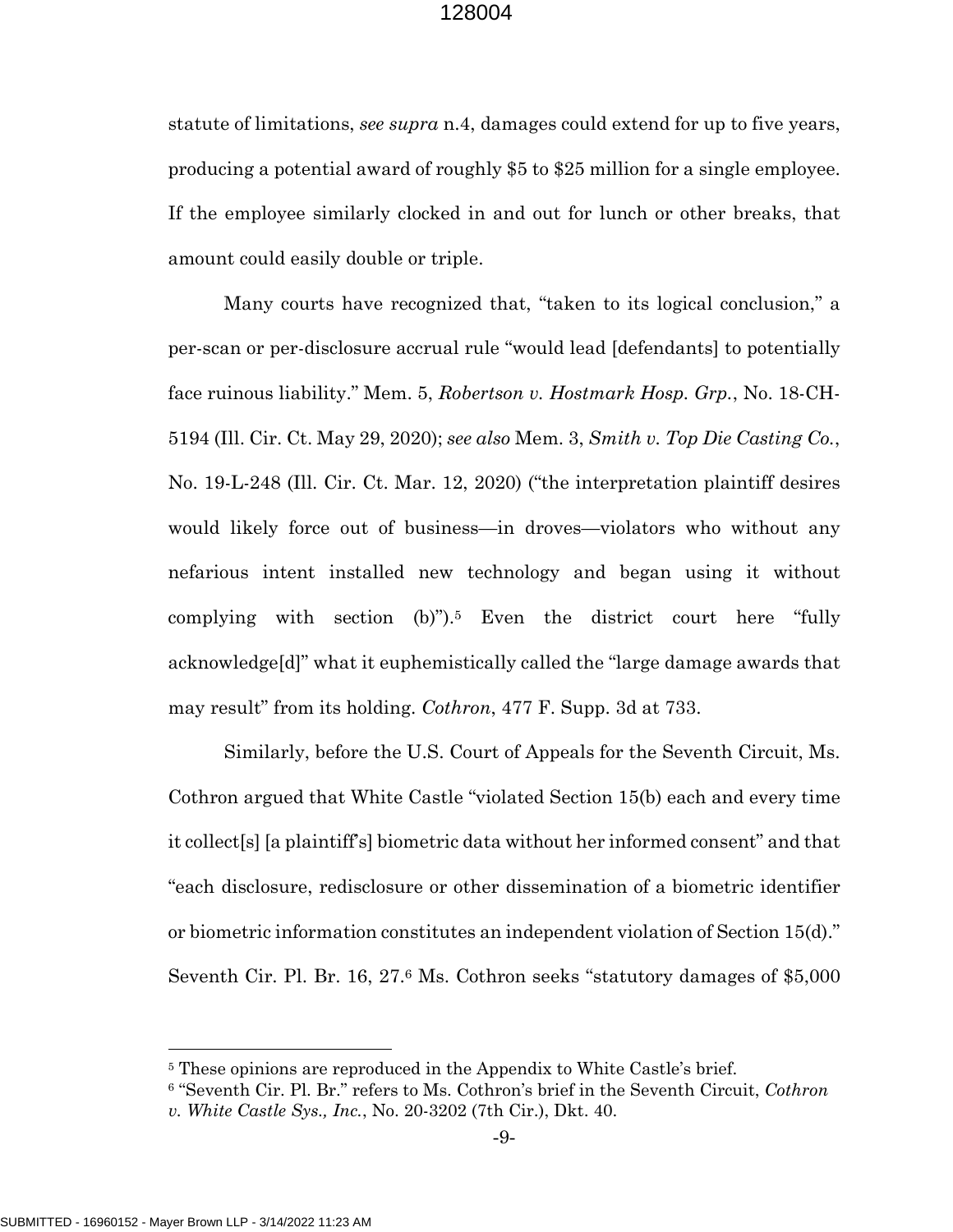statute of limitations, *see supra* n.4, damages could extend for up to five years, producing a potential award of roughly $5 to $25 million for a single employee. If the employee similarly clocked in and out for lunch or other breaks, that amount could easily double or triple.

Many courts have recognized that, "taken to its logical conclusion," a per-scan or per-disclosure accrual rule "would lead [defendants] to potentially face ruinous liability." Mem. 5, *Robertson v. Hostmark Hosp. Grp.*, No. 18-CH-5194 (Ill. Cir. Ct. May 29, 2020); *see also* Mem. 3, *Smith v. Top Die Casting Co.*, No. 19-L-248 (Ill. Cir. Ct. Mar. 12, 2020) ("the interpretation plaintiff desires would likely force out of business—in droves—violators who without any nefarious intent installed new technology and began using it without complying with section (b)").[5] Even the district court here "fully acknowledge[d]" what it euphemistically called the "large damage awards that may result" from its holding. *Cothron*, 477 F. Supp. 3d at 733.

Similarly, before the U.S. Court of Appeals for the Seventh Circuit, Ms. Cothron argued that White Castle "violated Section 15(b) each and every time it collect[s] [a plaintiff's] biometric data without her informed consent" and that "each disclosure, redisclosure or other dissemination of a biometric identifier or biometric information constitutes an independent violation of Section 15(d)." Seventh Cir. Pl. Br. 16, 27.[6] Ms. Cothron seeks "statutory damages of $5,000

---

[5] These opinions are reproduced in the Appendix to White Castle's brief.

[6] "Seventh Cir. Pl. Br." refers to Ms. Cothron's brief in the Seventh Circuit, *Cothron v. White Castle Sys., Inc.*, No. 20-3202 (7th Cir.), Dkt. 40.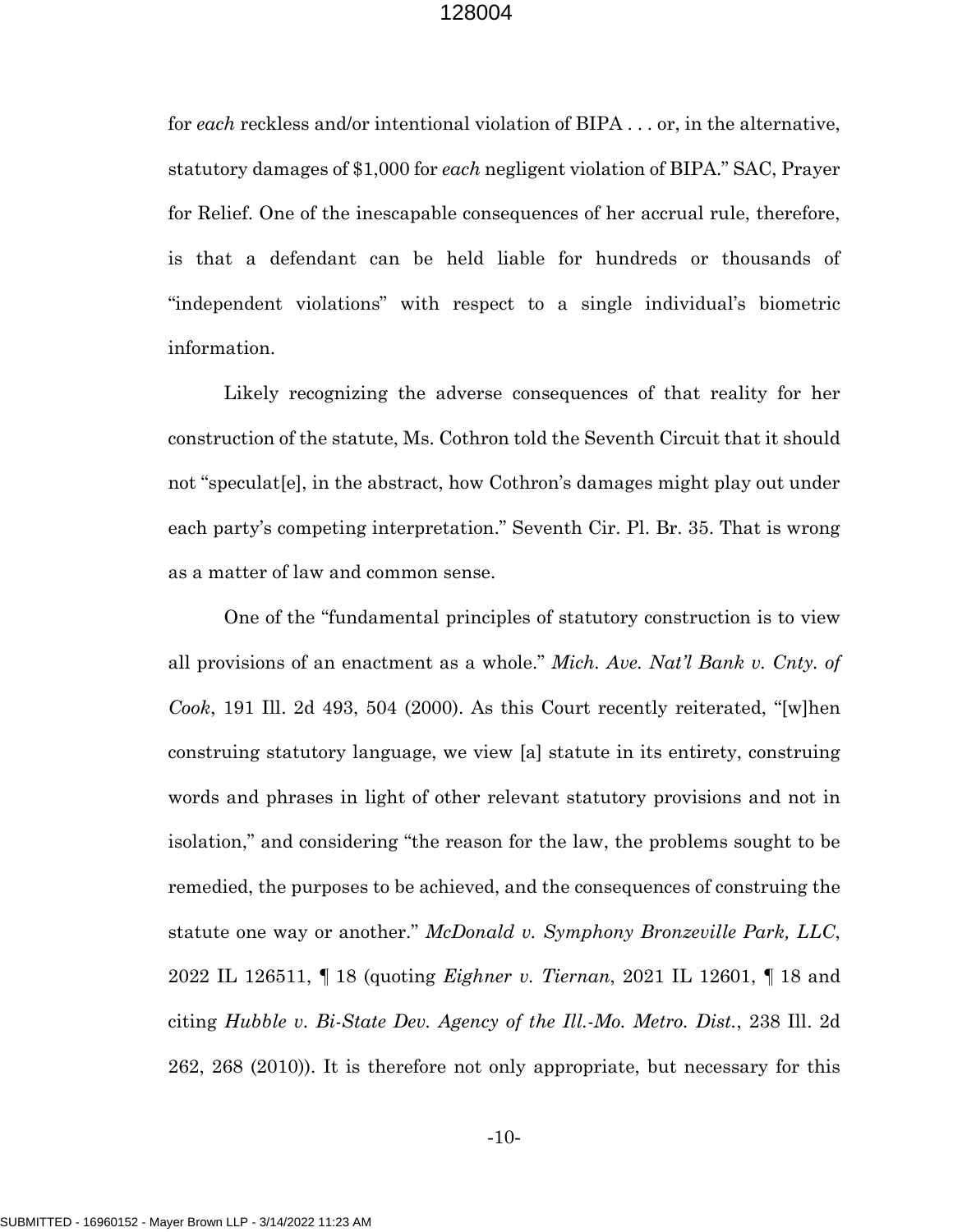for *each* reckless and/or intentional violation of BIPA . . . or, in the alternative, statutory damages of $1,000 for *each* negligent violation of BIPA." SAC, Prayer for Relief. One of the inescapable consequences of her accrual rule, therefore, is that a defendant can be held liable for hundreds or thousands of "independent violations" with respect to a single individual's biometric information.

Likely recognizing the adverse consequences of that reality for her construction of the statute, Ms. Cothron told the Seventh Circuit that it should not "speculat[e], in the abstract, how Cothron's damages might play out under each party's competing interpretation." Seventh Cir. Pl. Br. 35. That is wrong as a matter of law and common sense.

One of the "fundamental principles of statutory construction is to view all provisions of an enactment as a whole." *Mich. Ave. Nat'l Bank v. Cnty. of Cook*, 191 Ill. 2d 493, 504 (2000). As this Court recently reiterated, "[w]hen construing statutory language, we view [a] statute in its entirety, construing words and phrases in light of other relevant statutory provisions and not in isolation," and considering "the reason for the law, the problems sought to be remedied, the purposes to be achieved, and the consequences of construing the statute one way or another." *McDonald v. Symphony Bronzeville Park, LLC*, 2022 IL 126511, ¶ 18 (quoting *Eighner v. Tiernan*, 2021 IL 12601, ¶ 18 and citing *Hubble v. Bi-State Dev. Agency of the Ill.-Mo. Metro. Dist.*, 238 Ill. 2d 262, 268 (2010)). It is therefore not only appropriate, but necessary for this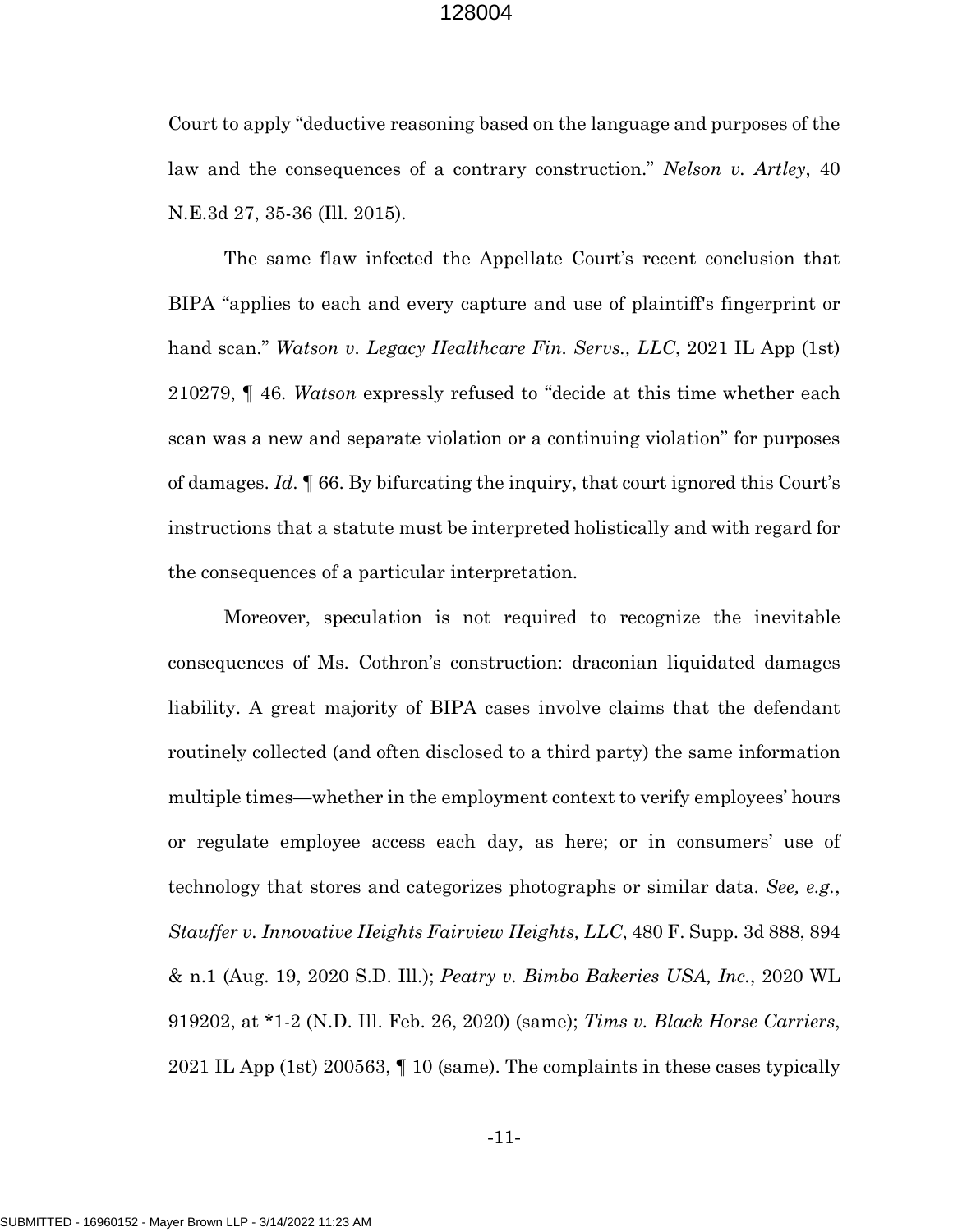Court to apply "deductive reasoning based on the language and purposes of the law and the consequences of a contrary construction." *Nelson v. Artley*, 40 N.E.3d 27, 35-36 (Ill. 2015).

The same flaw infected the Appellate Court's recent conclusion that BIPA "applies to each and every capture and use of plaintiff's fingerprint or hand scan." *Watson v. Legacy Healthcare Fin. Servs., LLC*, 2021 IL App (1st) 210279, ¶ 46. *Watson* expressly refused to "decide at this time whether each scan was a new and separate violation or a continuing violation" for purposes of damages. *Id.* ¶ 66. By bifurcating the inquiry, that court ignored this Court's instructions that a statute must be interpreted holistically and with regard for the consequences of a particular interpretation.

Moreover, speculation is not required to recognize the inevitable consequences of Ms. Cothron's construction: draconian liquidated damages liability. A great majority of BIPA cases involve claims that the defendant routinely collected (and often disclosed to a third party) the same information multiple times—whether in the employment context to verify employees' hours or regulate employee access each day, as here; or in consumers' use of technology that stores and categorizes photographs or similar data. *See, e.g.*, *Stauffer v. Innovative Heights Fairview Heights, LLC*, 480 F. Supp. 3d 888, 894 & n.1 (Aug. 19, 2020 S.D. Ill.); *Peatry v. Bimbo Bakeries USA, Inc.*, 2020 WL 919202, at \*1-2 (N.D. Ill. Feb. 26, 2020) (same); *Tims v. Black Horse Carriers*, 2021 IL App (1st) 200563, ¶ 10 (same). The complaints in these cases typically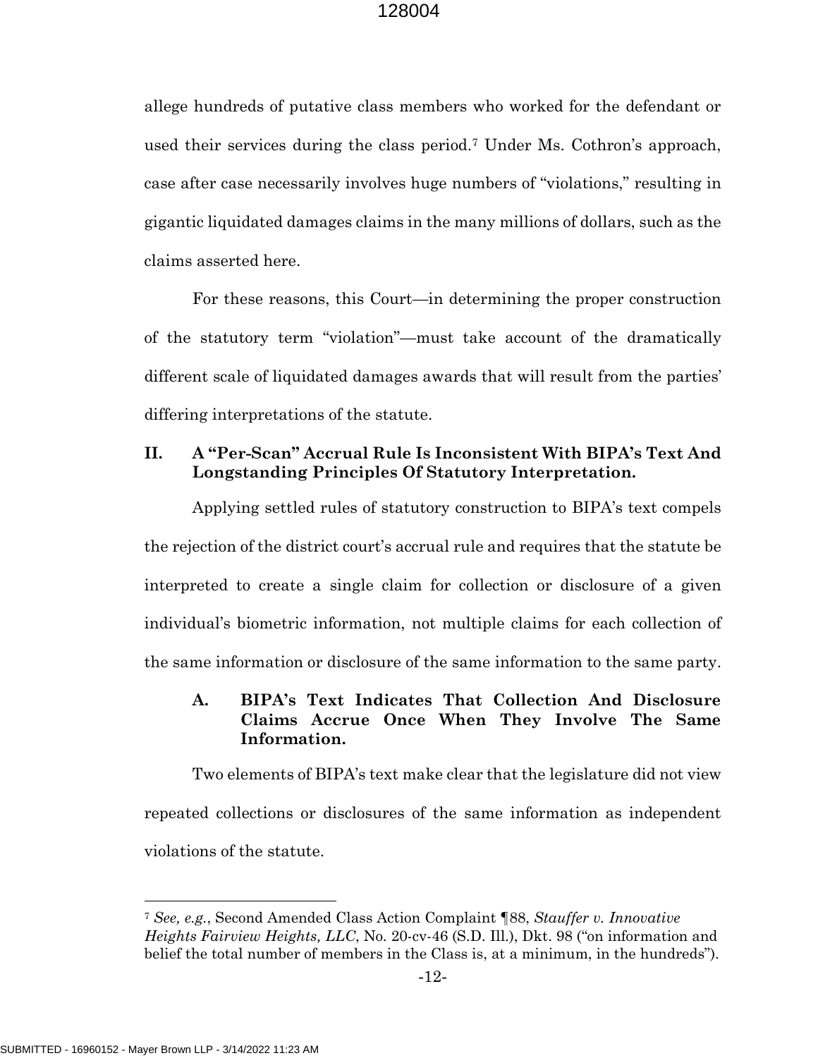allege hundreds of putative class members who worked for the defendant or used their services during the class period.[7] Under Ms. Cothron's approach, case after case necessarily involves huge numbers of "violations," resulting in gigantic liquidated damages claims in the many millions of dollars, such as the claims asserted here.

For these reasons, this Court—in determining the proper construction of the statutory term "violation"—must take account of the dramatically different scale of liquidated damages awards that will result from the parties' differing interpretations of the statute.

## II. A "Per-Scan" Accrual Rule Is Inconsistent With BIPA's Text And Longstanding Principles Of Statutory Interpretation.

Applying settled rules of statutory construction to BIPA's text compels the rejection of the district court's accrual rule and requires that the statute be interpreted to create a single claim for collection or disclosure of a given individual's biometric information, not multiple claims for each collection of the same information or disclosure of the same information to the same party.

### A. BIPA's Text Indicates That Collection And Disclosure Claims Accrue Once When They Involve The Same Information.

Two elements of BIPA's text make clear that the legislature did not view repeated collections or disclosures of the same information as independent violations of the statute.

---

[7] *See, e.g.*, Second Amended Class Action Complaint ¶88, *Stauffer v. Innovative Heights Fairview Heights, LLC*, No. 20-cv-46 (S.D. Ill.), Dkt. 98 ("on information and belief the total number of members in the Class is, at a minimum, in the hundreds").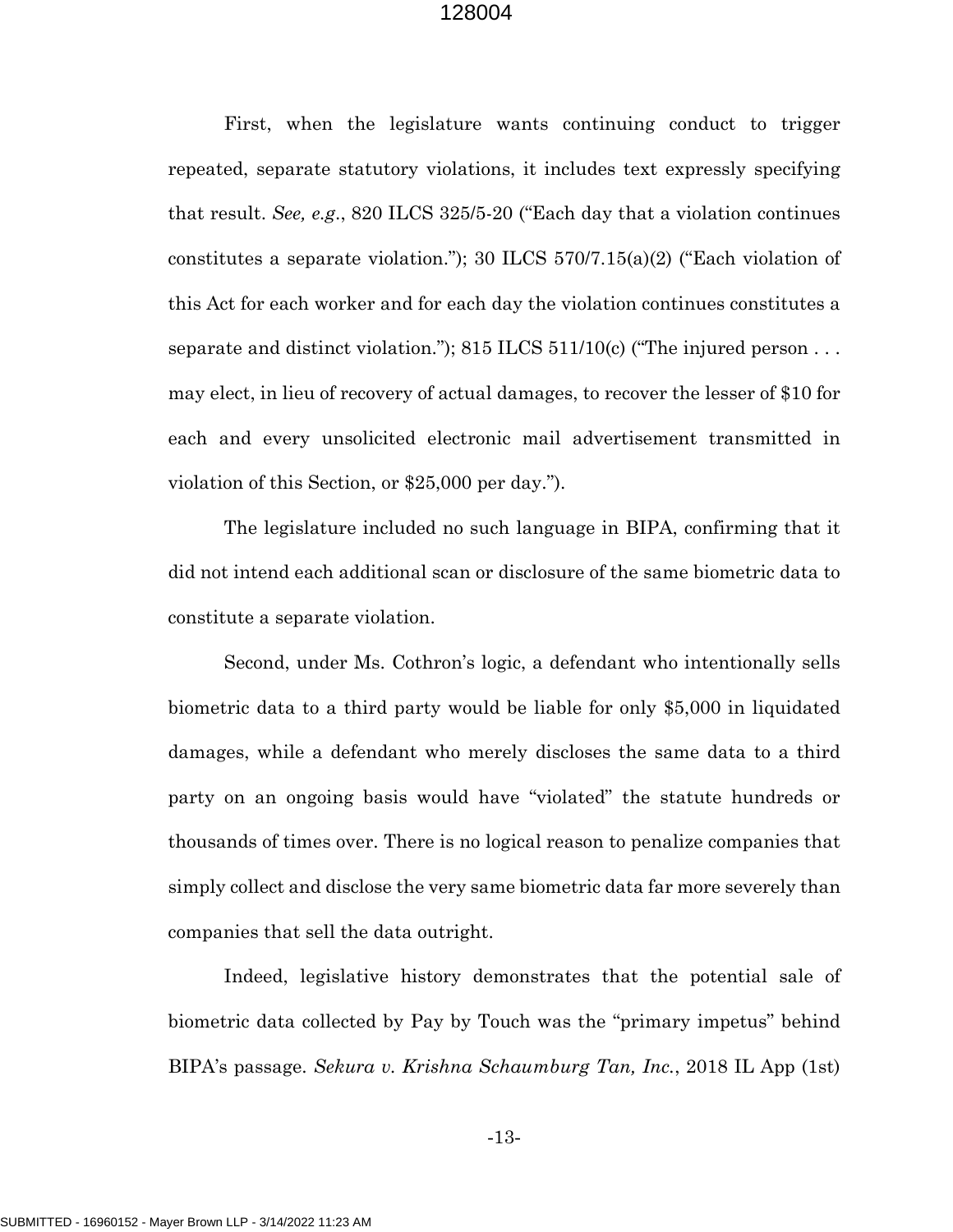First, when the legislature wants continuing conduct to trigger repeated, separate statutory violations, it includes text expressly specifying that result. *See, e.g.*, 820 ILCS 325/5-20 ("Each day that a violation continues constitutes a separate violation."); 30 ILCS 570/7.15(a)(2) ("Each violation of this Act for each worker and for each day the violation continues constitutes a separate and distinct violation."); 815 ILCS 511/10(c) ("The injured person . . . may elect, in lieu of recovery of actual damages, to recover the lesser of $10 for each and every unsolicited electronic mail advertisement transmitted in violation of this Section, or $25,000 per day.").

The legislature included no such language in BIPA, confirming that it did not intend each additional scan or disclosure of the same biometric data to constitute a separate violation.

Second, under Ms. Cothron's logic, a defendant who intentionally sells biometric data to a third party would be liable for only $5,000 in liquidated damages, while a defendant who merely discloses the same data to a third party on an ongoing basis would have "violated" the statute hundreds or thousands of times over. There is no logical reason to penalize companies that simply collect and disclose the very same biometric data far more severely than companies that sell the data outright.

Indeed, legislative history demonstrates that the potential sale of biometric data collected by Pay by Touch was the "primary impetus" behind BIPA's passage. *Sekura v. Krishna Schaumburg Tan, Inc.*, 2018 IL App (1st)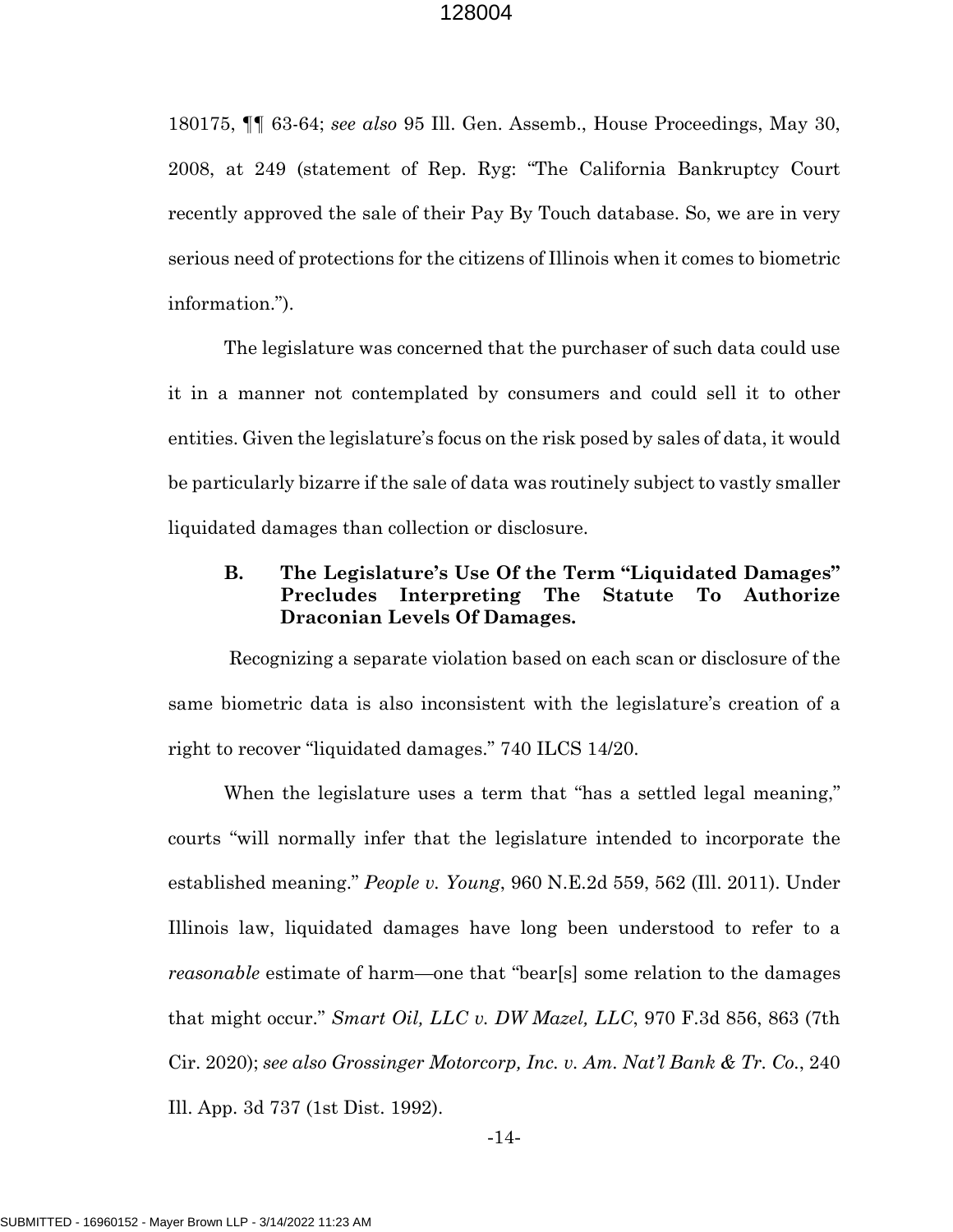180175, ¶¶ 63-64; *see also* 95 Ill. Gen. Assemb., House Proceedings, May 30, 2008, at 249 (statement of Rep. Ryg: "The California Bankruptcy Court recently approved the sale of their Pay By Touch database. So, we are in very serious need of protections for the citizens of Illinois when it comes to biometric information.").

The legislature was concerned that the purchaser of such data could use it in a manner not contemplated by consumers and could sell it to other entities. Given the legislature's focus on the risk posed by sales of data, it would be particularly bizarre if the sale of data was routinely subject to vastly smaller liquidated damages than collection or disclosure.

### B. The Legislature's Use Of the Term "Liquidated Damages" Precludes Interpreting The Statute To Authorize Draconian Levels Of Damages.

Recognizing a separate violation based on each scan or disclosure of the same biometric data is also inconsistent with the legislature's creation of a right to recover "liquidated damages." 740 ILCS 14/20.

When the legislature uses a term that "has a settled legal meaning," courts "will normally infer that the legislature intended to incorporate the established meaning." *People v. Young*, 960 N.E.2d 559, 562 (Ill. 2011). Under Illinois law, liquidated damages have long been understood to refer to a *reasonable* estimate of harm—one that "bear[s] some relation to the damages that might occur." *Smart Oil, LLC v. DW Mazel, LLC*, 970 F.3d 856, 863 (7th Cir. 2020); *see also Grossinger Motorcorp, Inc. v. Am. Nat'l Bank & Tr. Co.*, 240 Ill. App. 3d 737 (1st Dist. 1992).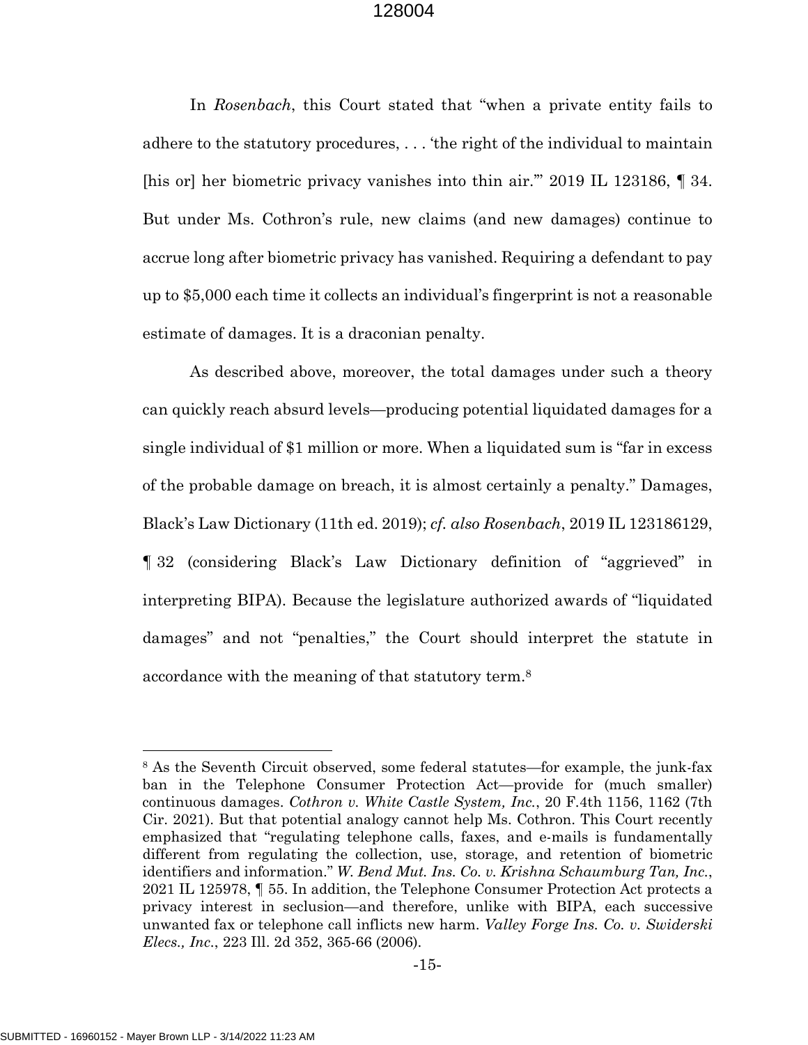In *Rosenbach*, this Court stated that "when a private entity fails to adhere to the statutory procedures, . . . 'the right of the individual to maintain [his or] her biometric privacy vanishes into thin air.'" 2019 IL 123186, ¶ 34. But under Ms. Cothron's rule, new claims (and new damages) continue to accrue long after biometric privacy has vanished. Requiring a defendant to pay up to $5,000 each time it collects an individual's fingerprint is not a reasonable estimate of damages. It is a draconian penalty.

As described above, moreover, the total damages under such a theory can quickly reach absurd levels—producing potential liquidated damages for a single individual of $1 million or more. When a liquidated sum is "far in excess of the probable damage on breach, it is almost certainly a penalty." Damages, Black's Law Dictionary (11th ed. 2019); *cf. also Rosenbach*, 2019 IL 123186129, ¶ 32 (considering Black's Law Dictionary definition of "aggrieved" in interpreting BIPA). Because the legislature authorized awards of "liquidated damages" and not "penalties," the Court should interpret the statute in accordance with the meaning of that statutory term.[8]

---

[8] As the Seventh Circuit observed, some federal statutes—for example, the junk-fax ban in the Telephone Consumer Protection Act—provide for (much smaller) continuous damages. *Cothron v. White Castle System, Inc.*, 20 F.4th 1156, 1162 (7th Cir. 2021). But that potential analogy cannot help Ms. Cothron. This Court recently emphasized that "regulating telephone calls, faxes, and e-mails is fundamentally different from regulating the collection, use, storage, and retention of biometric identifiers and information." *W. Bend Mut. Ins. Co. v. Krishna Schaumburg Tan, Inc.*, 2021 IL 125978, ¶ 55. In addition, the Telephone Consumer Protection Act protects a privacy interest in seclusion—and therefore, unlike with BIPA, each successive unwanted fax or telephone call inflicts new harm. *Valley Forge Ins. Co. v. Swiderski Elecs., Inc.*, 223 Ill. 2d 352, 365-66 (2006).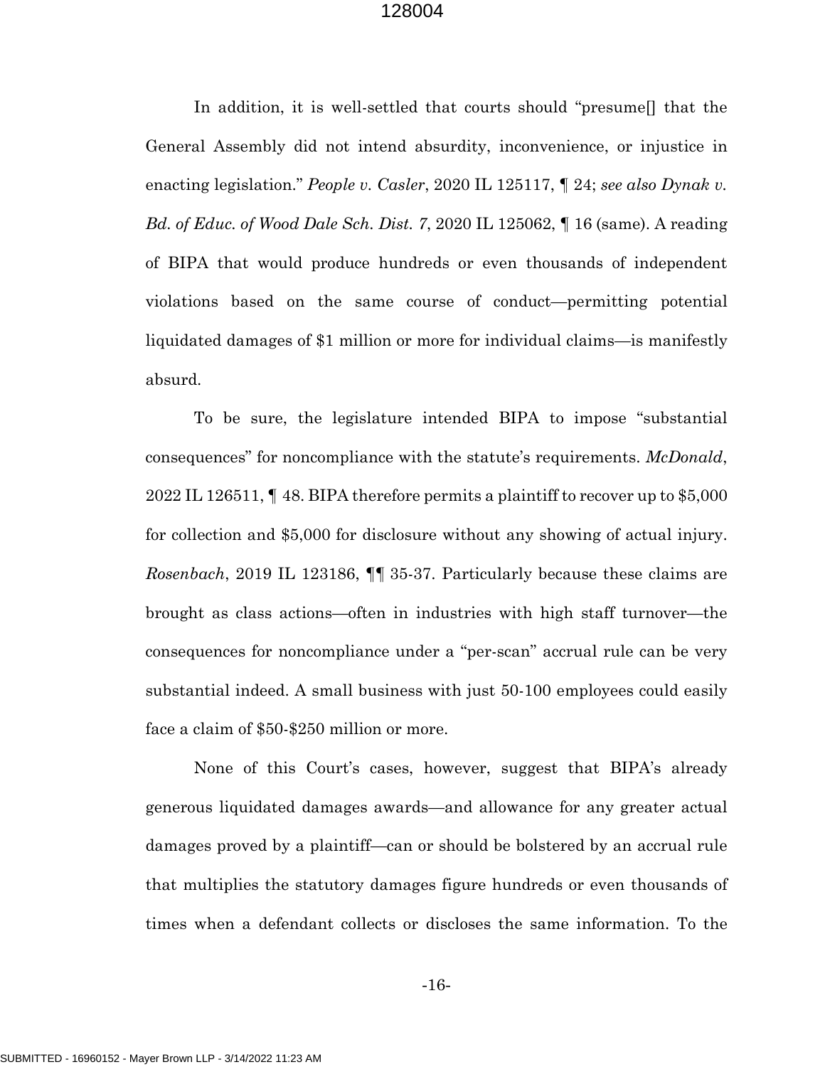In addition, it is well-settled that courts should "presume[] that the General Assembly did not intend absurdity, inconvenience, or injustice in enacting legislation." *People v. Casler*, 2020 IL 125117, ¶ 24; *see also Dynak v. Bd. of Educ. of Wood Dale Sch. Dist. 7*, 2020 IL 125062, ¶ 16 (same). A reading of BIPA that would produce hundreds or even thousands of independent violations based on the same course of conduct—permitting potential liquidated damages of $1 million or more for individual claims—is manifestly absurd.

To be sure, the legislature intended BIPA to impose "substantial consequences" for noncompliance with the statute's requirements. *McDonald*, 2022 IL 126511, ¶ 48. BIPA therefore permits a plaintiff to recover up to $5,000 for collection and $5,000 for disclosure without any showing of actual injury. *Rosenbach*, 2019 IL 123186, ¶¶ 35-37. Particularly because these claims are brought as class actions—often in industries with high staff turnover—the consequences for noncompliance under a "per-scan" accrual rule can be very substantial indeed. A small business with just 50-100 employees could easily face a claim of $50-$250 million or more.

None of this Court's cases, however, suggest that BIPA's already generous liquidated damages awards—and allowance for any greater actual damages proved by a plaintiff—can or should be bolstered by an accrual rule that multiplies the statutory damages figure hundreds or even thousands of times when a defendant collects or discloses the same information. To the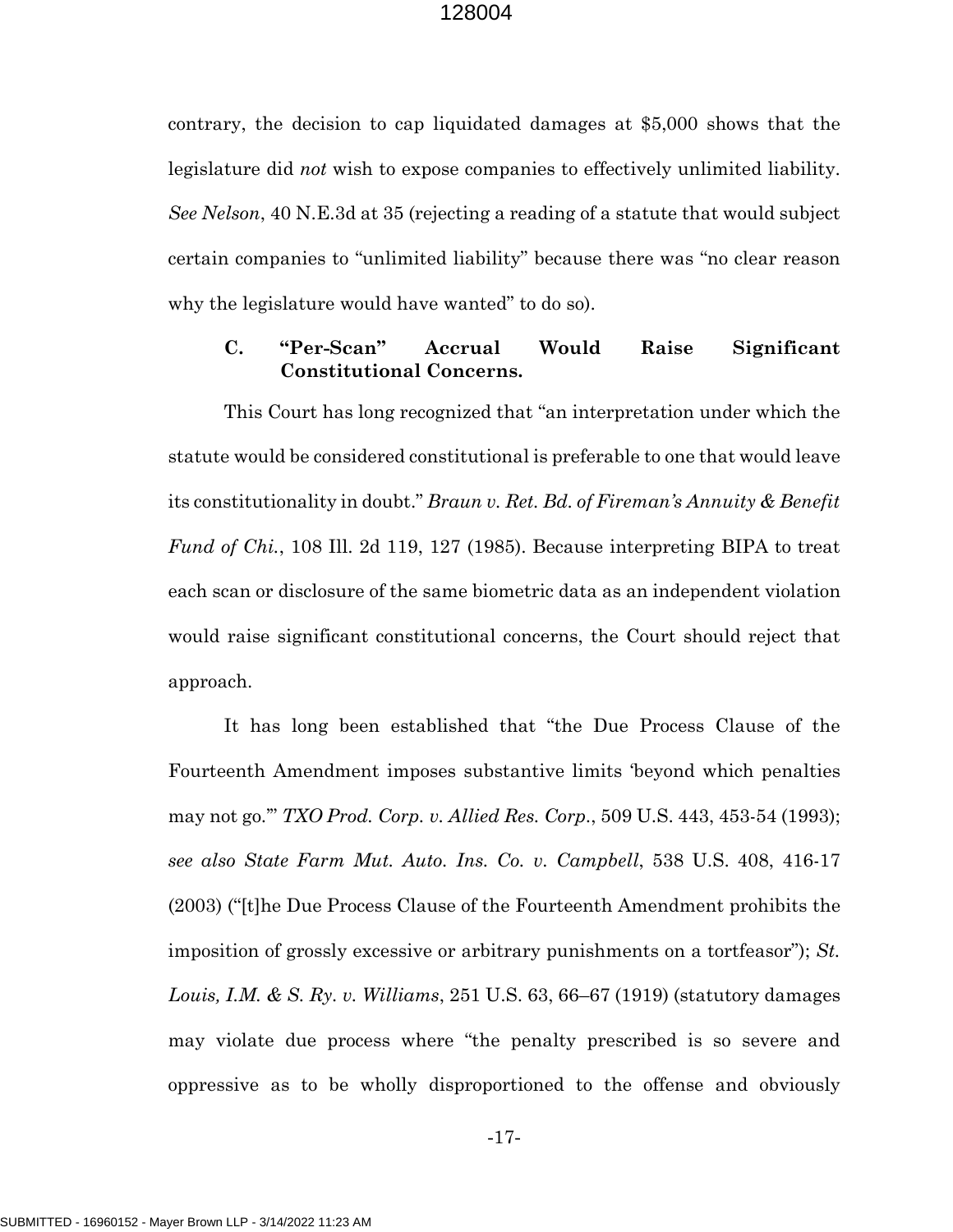contrary, the decision to cap liquidated damages at $5,000 shows that the legislature did *not* wish to expose companies to effectively unlimited liability. *See Nelson*, 40 N.E.3d at 35 (rejecting a reading of a statute that would subject certain companies to "unlimited liability" because there was "no clear reason why the legislature would have wanted" to do so).

### C. "Per-Scan" Accrual Would Raise Significant Constitutional Concerns.

This Court has long recognized that "an interpretation under which the statute would be considered constitutional is preferable to one that would leave its constitutionality in doubt." *Braun v. Ret. Bd. of Fireman's Annuity & Benefit Fund of Chi.*, 108 Ill. 2d 119, 127 (1985). Because interpreting BIPA to treat each scan or disclosure of the same biometric data as an independent violation would raise significant constitutional concerns, the Court should reject that approach.

It has long been established that "the Due Process Clause of the Fourteenth Amendment imposes substantive limits 'beyond which penalties may not go.'" *TXO Prod. Corp. v. Allied Res. Corp.*, 509 U.S. 443, 453-54 (1993); *see also State Farm Mut. Auto. Ins. Co. v. Campbell*, 538 U.S. 408, 416-17 (2003) ("[t]he Due Process Clause of the Fourteenth Amendment prohibits the imposition of grossly excessive or arbitrary punishments on a tortfeasor"); *St. Louis, I.M. & S. Ry. v. Williams*, 251 U.S. 63, 66–67 (1919) (statutory damages may violate due process where "the penalty prescribed is so severe and oppressive as to be wholly disproportioned to the offense and obviously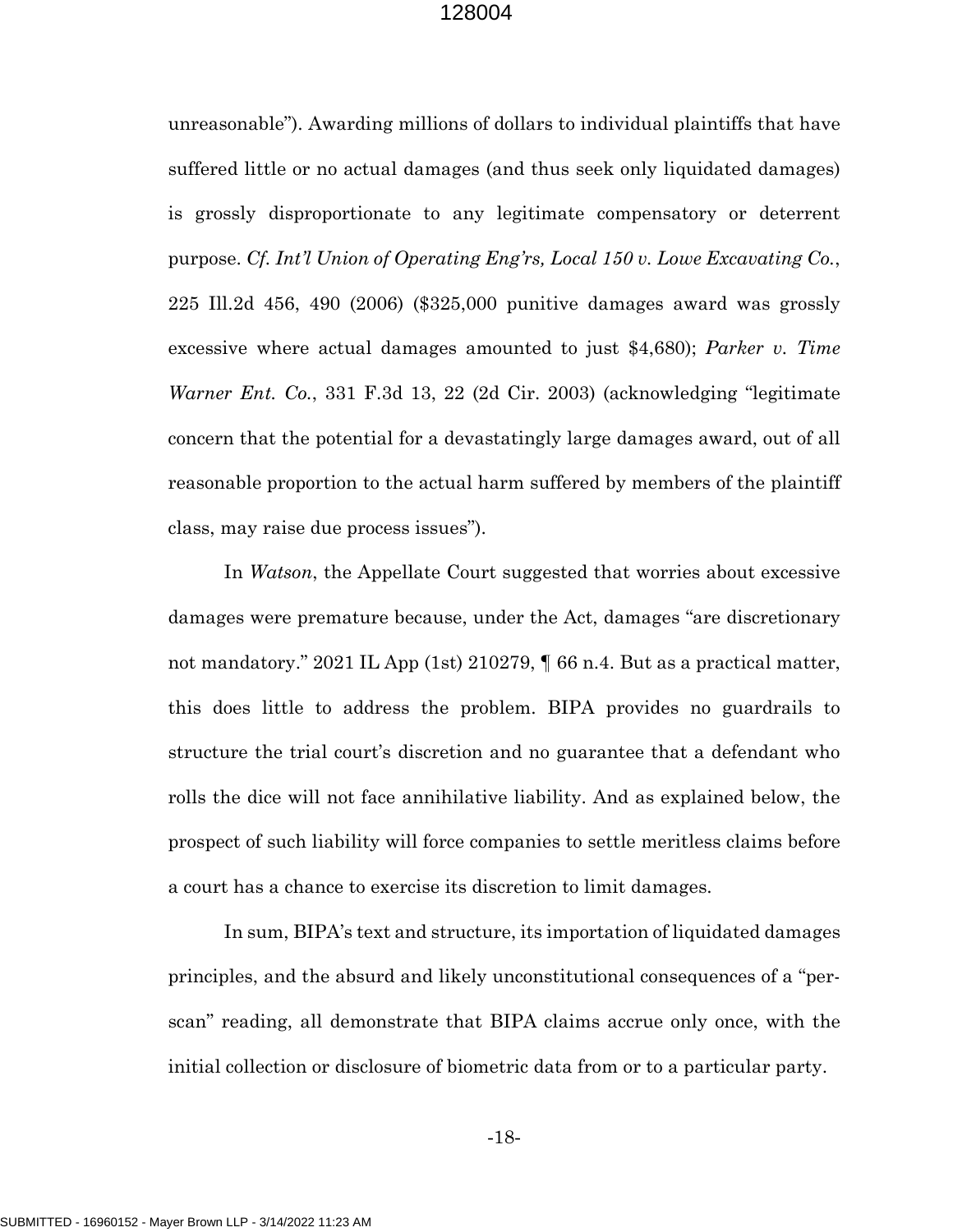unreasonable"). Awarding millions of dollars to individual plaintiffs that have suffered little or no actual damages (and thus seek only liquidated damages) is grossly disproportionate to any legitimate compensatory or deterrent purpose. *Cf. Int'l Union of Operating Eng'rs, Local 150 v. Lowe Excavating Co.*, 225 Ill.2d 456, 490 (2006) ($325,000 punitive damages award was grossly excessive where actual damages amounted to just $4,680); *Parker v. Time Warner Ent. Co.*, 331 F.3d 13, 22 (2d Cir. 2003) (acknowledging "legitimate concern that the potential for a devastatingly large damages award, out of all reasonable proportion to the actual harm suffered by members of the plaintiff class, may raise due process issues").

In *Watson*, the Appellate Court suggested that worries about excessive damages were premature because, under the Act, damages "are discretionary not mandatory." 2021 IL App (1st) 210279, ¶ 66 n.4. But as a practical matter, this does little to address the problem. BIPA provides no guardrails to structure the trial court's discretion and no guarantee that a defendant who rolls the dice will not face annihilative liability. And as explained below, the prospect of such liability will force companies to settle meritless claims before a court has a chance to exercise its discretion to limit damages.

In sum, BIPA's text and structure, its importation of liquidated damages principles, and the absurd and likely unconstitutional consequences of a "per-scan" reading, all demonstrate that BIPA claims accrue only once, with the initial collection or disclosure of biometric data from or to a particular party.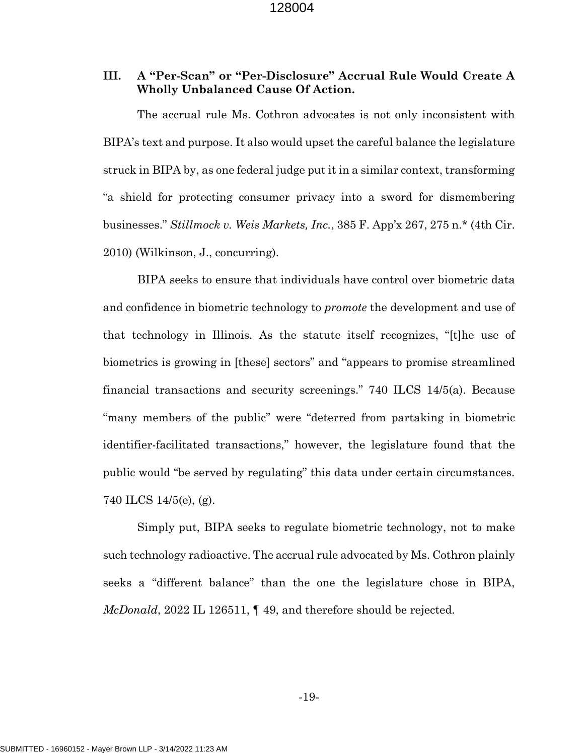## III. A "Per-Scan" or "Per-Disclosure" Accrual Rule Would Create A Wholly Unbalanced Cause Of Action.

The accrual rule Ms. Cothron advocates is not only inconsistent with BIPA's text and purpose. It also would upset the careful balance the legislature struck in BIPA by, as one federal judge put it in a similar context, transforming "a shield for protecting consumer privacy into a sword for dismembering businesses." *Stillmock v. Weis Markets, Inc.*, 385 F. App'x 267, 275 n.* (4th Cir. 2010) (Wilkinson, J., concurring).

BIPA seeks to ensure that individuals have control over biometric data and confidence in biometric technology to *promote* the development and use of that technology in Illinois. As the statute itself recognizes, "[t]he use of biometrics is growing in [these] sectors" and "appears to promise streamlined financial transactions and security screenings." 740 ILCS 14/5(a). Because "many members of the public" were "deterred from partaking in biometric identifier-facilitated transactions," however, the legislature found that the public would "be served by regulating" this data under certain circumstances. 740 ILCS 14/5(e), (g).

Simply put, BIPA seeks to regulate biometric technology, not to make such technology radioactive. The accrual rule advocated by Ms. Cothron plainly seeks a "different balance" than the one the legislature chose in BIPA, *McDonald*, 2022 IL 126511, ¶ 49, and therefore should be rejected.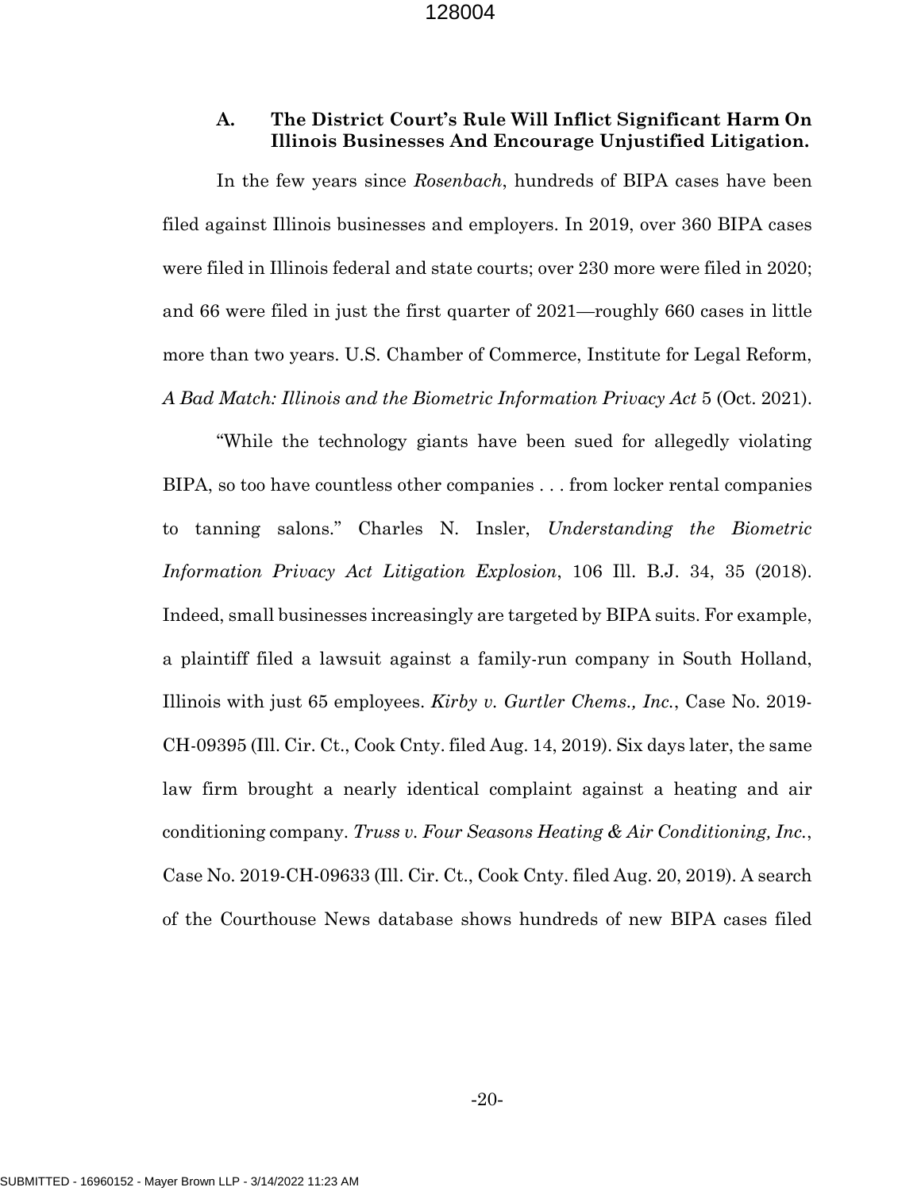### A. The District Court's Rule Will Inflict Significant Harm On Illinois Businesses And Encourage Unjustified Litigation.

In the few years since *Rosenbach*, hundreds of BIPA cases have been filed against Illinois businesses and employers. In 2019, over 360 BIPA cases were filed in Illinois federal and state courts; over 230 more were filed in 2020; and 66 were filed in just the first quarter of 2021—roughly 660 cases in little more than two years. U.S. Chamber of Commerce, Institute for Legal Reform, *A Bad Match: Illinois and the Biometric Information Privacy Act* 5 (Oct. 2021).

"While the technology giants have been sued for allegedly violating BIPA, so too have countless other companies . . . from locker rental companies to tanning salons." Charles N. Insler, *Understanding the Biometric Information Privacy Act Litigation Explosion*, 106 Ill. B.J. 34, 35 (2018). Indeed, small businesses increasingly are targeted by BIPA suits. For example, a plaintiff filed a lawsuit against a family-run company in South Holland, Illinois with just 65 employees. *Kirby v. Gurtler Chems., Inc.*, Case No. 2019-CH-09395 (Ill. Cir. Ct., Cook Cnty. filed Aug. 14, 2019). Six days later, the same law firm brought a nearly identical complaint against a heating and air conditioning company. *Truss v. Four Seasons Heating & Air Conditioning, Inc.*, Case No. 2019-CH-09633 (Ill. Cir. Ct., Cook Cnty. filed Aug. 20, 2019). A search of the Courthouse News database shows hundreds of new BIPA cases filed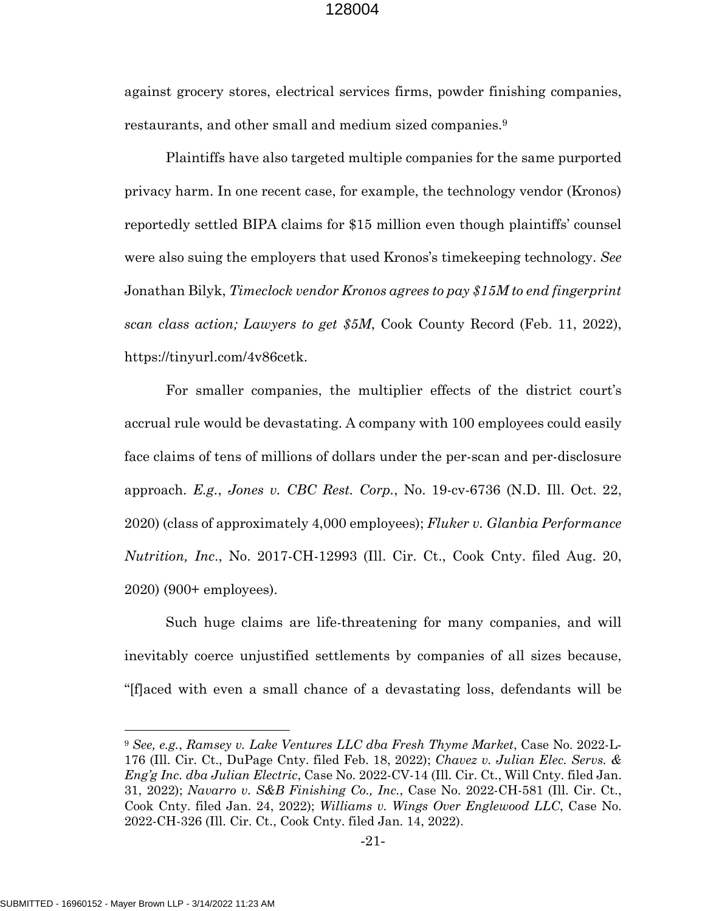against grocery stores, electrical services firms, powder finishing companies, restaurants, and other small and medium sized companies.[9]

Plaintiffs have also targeted multiple companies for the same purported privacy harm. In one recent case, for example, the technology vendor (Kronos) reportedly settled BIPA claims for $15 million even though plaintiffs' counsel were also suing the employers that used Kronos's timekeeping technology. *See* Jonathan Bilyk, *Timeclock vendor Kronos agrees to pay $15M to end fingerprint scan class action; Lawyers to get $5M*, Cook County Record (Feb. 11, 2022), https://tinyurl.com/4v86cetk.

For smaller companies, the multiplier effects of the district court's accrual rule would be devastating. A company with 100 employees could easily face claims of tens of millions of dollars under the per-scan and per-disclosure approach. *E.g.*, *Jones v. CBC Rest. Corp.*, No. 19-cv-6736 (N.D. Ill. Oct. 22, 2020) (class of approximately 4,000 employees); *Fluker v. Glanbia Performance Nutrition, Inc.*, No. 2017-CH-12993 (Ill. Cir. Ct., Cook Cnty. filed Aug. 20, 2020) (900+ employees).

Such huge claims are life-threatening for many companies, and will inevitably coerce unjustified settlements by companies of all sizes because, "[f]aced with even a small chance of a devastating loss, defendants will be

---

[9] *See, e.g.*, *Ramsey v. Lake Ventures LLC dba Fresh Thyme Market*, Case No. 2022-L-176 (Ill. Cir. Ct., DuPage Cnty. filed Feb. 18, 2022); *Chavez v. Julian Elec. Servs. & Eng'g Inc. dba Julian Electric*, Case No. 2022-CV-14 (Ill. Cir. Ct., Will Cnty. filed Jan. 31, 2022); *Navarro v. S&B Finishing Co., Inc.*, Case No. 2022-CH-581 (Ill. Cir. Ct., Cook Cnty. filed Jan. 24, 2022); *Williams v. Wings Over Englewood LLC*, Case No. 2022-CH-326 (Ill. Cir. Ct., Cook Cnty. filed Jan. 14, 2022).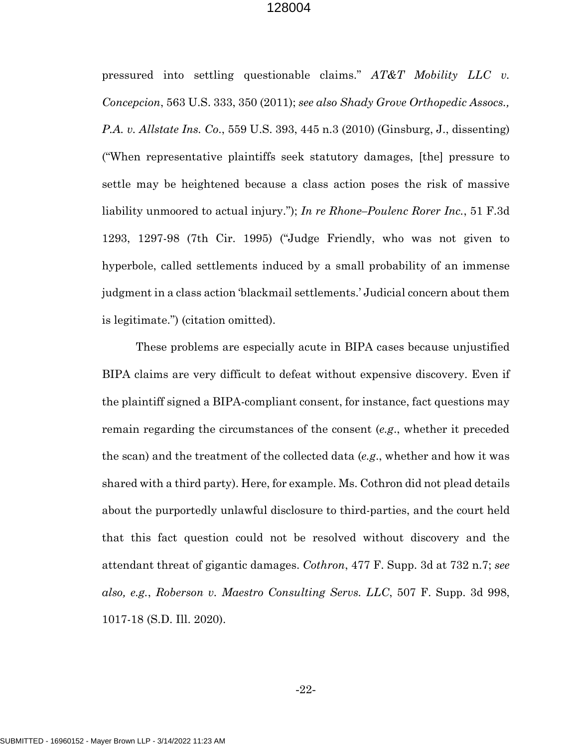pressured into settling questionable claims." *AT&T Mobility LLC v. Concepcion*, 563 U.S. 333, 350 (2011); *see also Shady Grove Orthopedic Assocs., P.A. v. Allstate Ins. Co.*, 559 U.S. 393, 445 n.3 (2010) (Ginsburg, J., dissenting) ("When representative plaintiffs seek statutory damages, [the] pressure to settle may be heightened because a class action poses the risk of massive liability unmoored to actual injury."); *In re Rhone–Poulenc Rorer Inc.*, 51 F.3d 1293, 1297-98 (7th Cir. 1995) ("Judge Friendly, who was not given to hyperbole, called settlements induced by a small probability of an immense judgment in a class action 'blackmail settlements.' Judicial concern about them is legitimate.") (citation omitted).

These problems are especially acute in BIPA cases because unjustified BIPA claims are very difficult to defeat without expensive discovery. Even if the plaintiff signed a BIPA-compliant consent, for instance, fact questions may remain regarding the circumstances of the consent (*e.g.*, whether it preceded the scan) and the treatment of the collected data (*e.g.*, whether and how it was shared with a third party). Here, for example. Ms. Cothron did not plead details about the purportedly unlawful disclosure to third-parties, and the court held that this fact question could not be resolved without discovery and the attendant threat of gigantic damages. *Cothron*, 477 F. Supp. 3d at 732 n.7; *see also, e.g.*, *Roberson v. Maestro Consulting Servs. LLC*, 507 F. Supp. 3d 998, 1017-18 (S.D. Ill. 2020).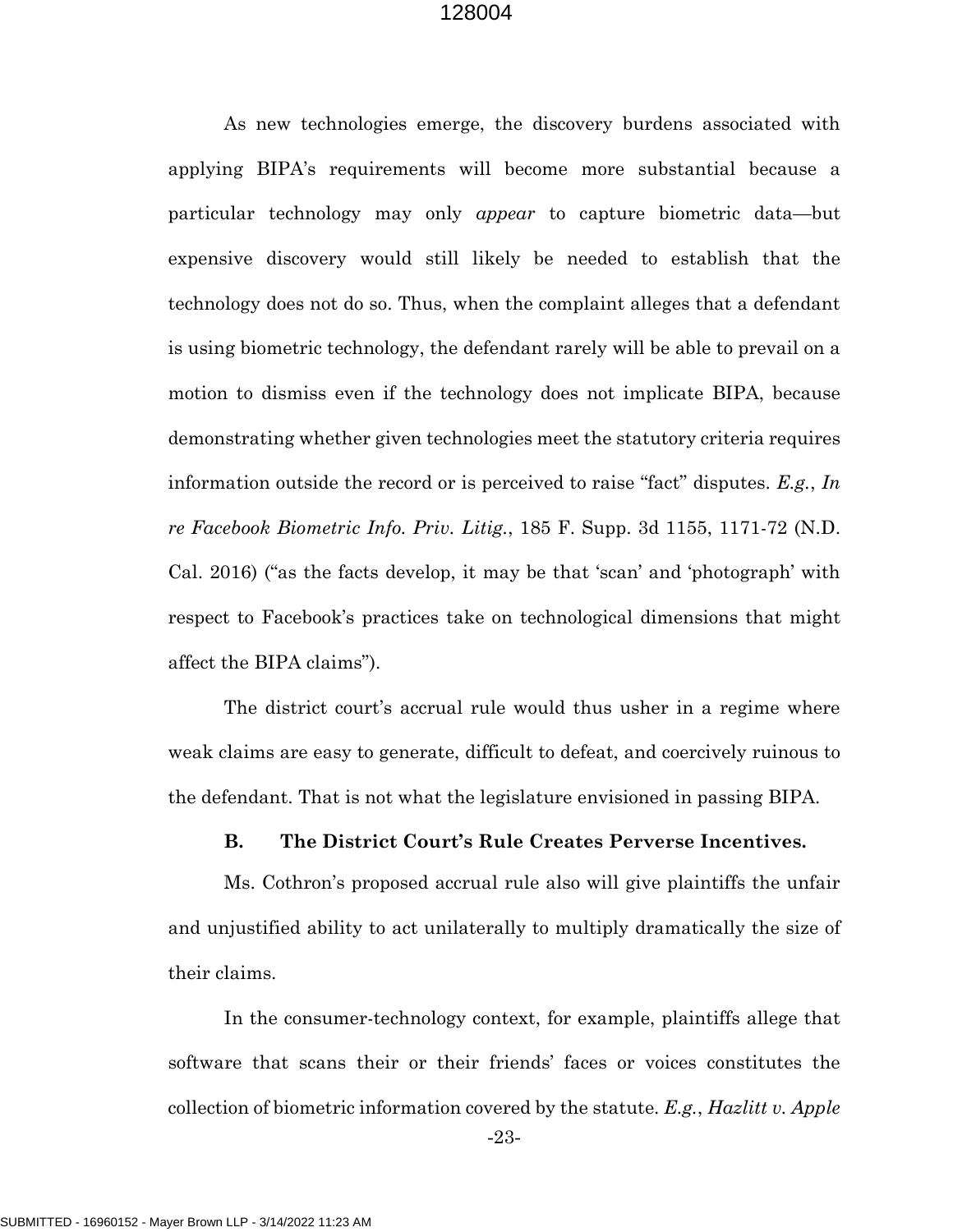As new technologies emerge, the discovery burdens associated with applying BIPA's requirements will become more substantial because a particular technology may only *appear* to capture biometric data—but expensive discovery would still likely be needed to establish that the technology does not do so. Thus, when the complaint alleges that a defendant is using biometric technology, the defendant rarely will be able to prevail on a motion to dismiss even if the technology does not implicate BIPA, because demonstrating whether given technologies meet the statutory criteria requires information outside the record or is perceived to raise "fact" disputes. *E.g.*, *In re Facebook Biometric Info. Priv. Litig.*, 185 F. Supp. 3d 1155, 1171-72 (N.D. Cal. 2016) ("as the facts develop, it may be that 'scan' and 'photograph' with respect to Facebook's practices take on technological dimensions that might affect the BIPA claims").

The district court's accrual rule would thus usher in a regime where weak claims are easy to generate, difficult to defeat, and coercively ruinous to the defendant. That is not what the legislature envisioned in passing BIPA.

### B. The District Court's Rule Creates Perverse Incentives.

Ms. Cothron's proposed accrual rule also will give plaintiffs the unfair and unjustified ability to act unilaterally to multiply dramatically the size of their claims.

In the consumer-technology context, for example, plaintiffs allege that software that scans their or their friends' faces or voices constitutes the collection of biometric information covered by the statute. *E.g.*, *Hazlitt v. Apple*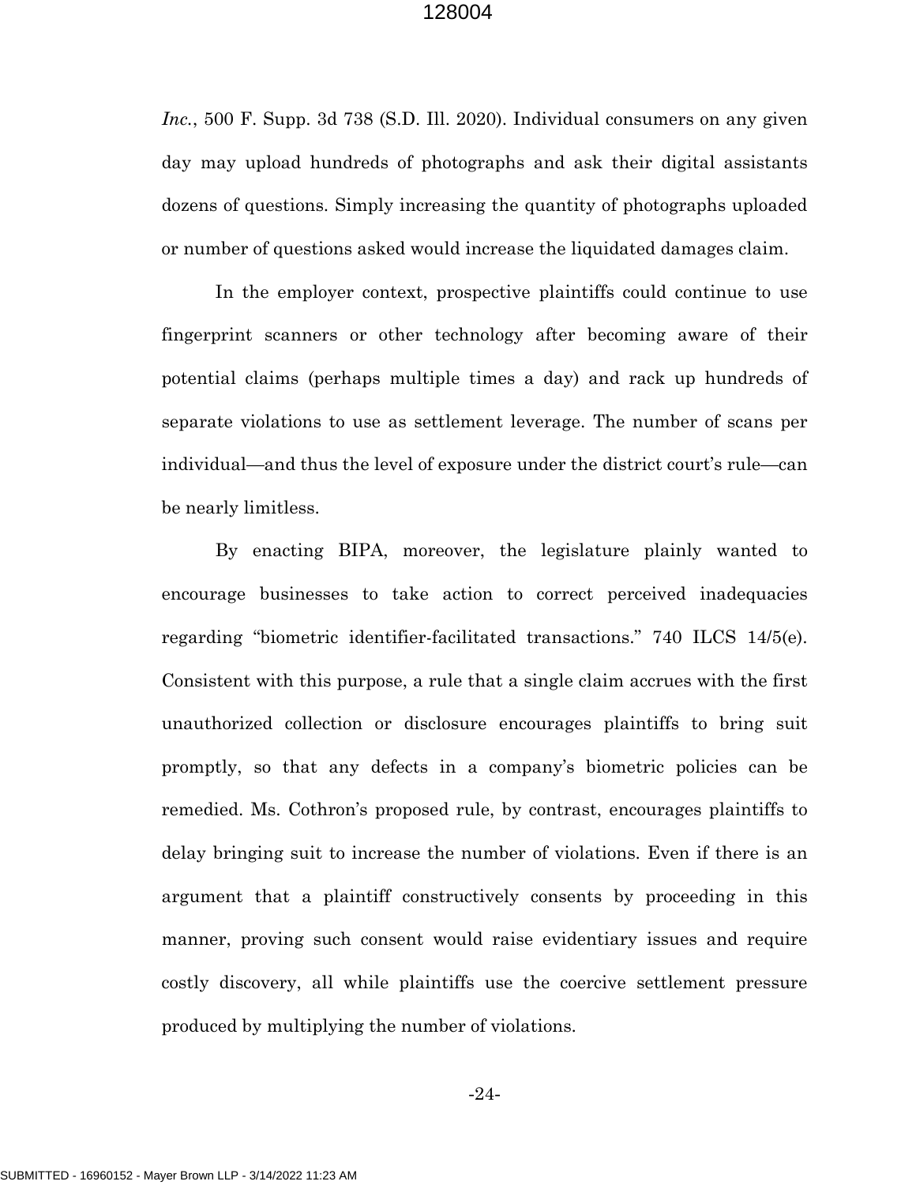*Inc.*, 500 F. Supp. 3d 738 (S.D. Ill. 2020). Individual consumers on any given day may upload hundreds of photographs and ask their digital assistants dozens of questions. Simply increasing the quantity of photographs uploaded or number of questions asked would increase the liquidated damages claim.

In the employer context, prospective plaintiffs could continue to use fingerprint scanners or other technology after becoming aware of their potential claims (perhaps multiple times a day) and rack up hundreds of separate violations to use as settlement leverage. The number of scans per individual—and thus the level of exposure under the district court's rule—can be nearly limitless.

By enacting BIPA, moreover, the legislature plainly wanted to encourage businesses to take action to correct perceived inadequacies regarding "biometric identifier-facilitated transactions." 740 ILCS 14/5(e). Consistent with this purpose, a rule that a single claim accrues with the first unauthorized collection or disclosure encourages plaintiffs to bring suit promptly, so that any defects in a company's biometric policies can be remedied. Ms. Cothron's proposed rule, by contrast, encourages plaintiffs to delay bringing suit to increase the number of violations. Even if there is an argument that a plaintiff constructively consents by proceeding in this manner, proving such consent would raise evidentiary issues and require costly discovery, all while plaintiffs use the coercive settlement pressure produced by multiplying the number of violations.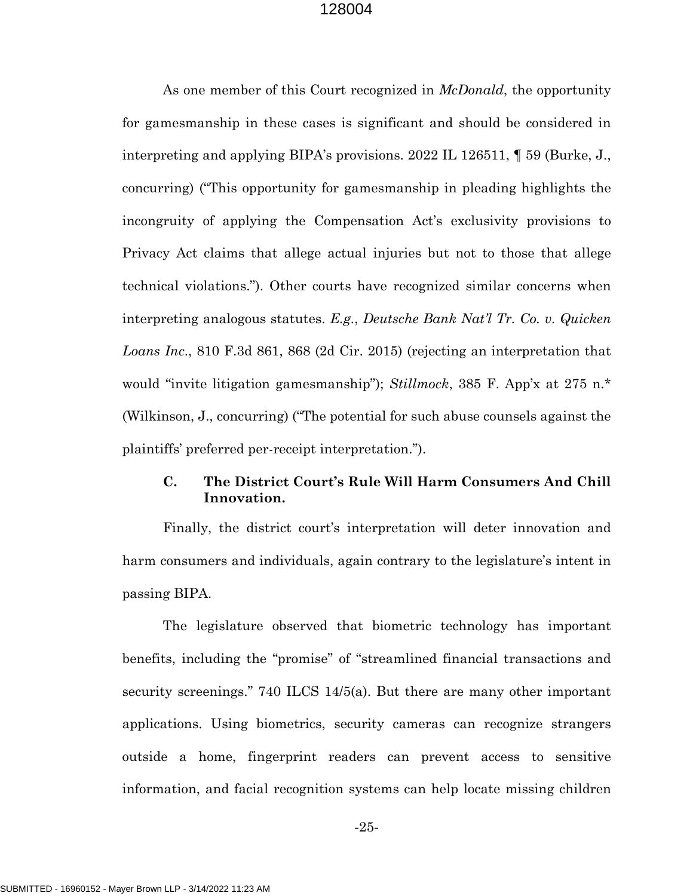As one member of this Court recognized in *McDonald*, the opportunity for gamesmanship in these cases is significant and should be considered in interpreting and applying BIPA's provisions. 2022 IL 126511, ¶ 59 (Burke, J., concurring) ("This opportunity for gamesmanship in pleading highlights the incongruity of applying the Compensation Act's exclusivity provisions to Privacy Act claims that allege actual injuries but not to those that allege technical violations."). Other courts have recognized similar concerns when interpreting analogous statutes. *E.g.*, *Deutsche Bank Nat'l Tr. Co. v. Quicken Loans Inc.*, 810 F.3d 861, 868 (2d Cir. 2015) (rejecting an interpretation that would "invite litigation gamesmanship"); *Stillmock*, 385 F. App'x at 275 n.* (Wilkinson, J., concurring) ("The potential for such abuse counsels against the plaintiffs' preferred per-receipt interpretation.").

### C. The District Court's Rule Will Harm Consumers And Chill Innovation.

Finally, the district court's interpretation will deter innovation and harm consumers and individuals, again contrary to the legislature's intent in passing BIPA.

The legislature observed that biometric technology has important benefits, including the "promise" of "streamlined financial transactions and security screenings." 740 ILCS 14/5(a). But there are many other important applications. Using biometrics, security cameras can recognize strangers outside a home, fingerprint readers can prevent access to sensitive information, and facial recognition systems can help locate missing children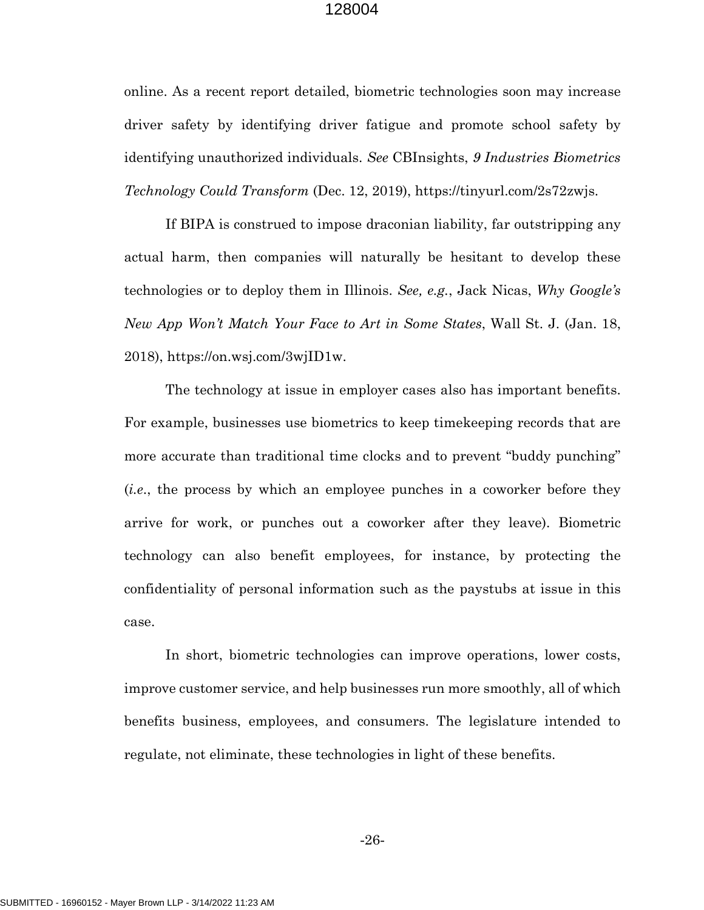online. As a recent report detailed, biometric technologies soon may increase driver safety by identifying driver fatigue and promote school safety by identifying unauthorized individuals. *See* CBInsights, *9 Industries Biometrics Technology Could Transform* (Dec. 12, 2019), https://tinyurl.com/2s72zwjs.

If BIPA is construed to impose draconian liability, far outstripping any actual harm, then companies will naturally be hesitant to develop these technologies or to deploy them in Illinois. *See, e.g.*, Jack Nicas, *Why Google's New App Won't Match Your Face to Art in Some States*, Wall St. J. (Jan. 18, 2018), https://on.wsj.com/3wjID1w.

The technology at issue in employer cases also has important benefits. For example, businesses use biometrics to keep timekeeping records that are more accurate than traditional time clocks and to prevent "buddy punching" (*i.e.*, the process by which an employee punches in a coworker before they arrive for work, or punches out a coworker after they leave). Biometric technology can also benefit employees, for instance, by protecting the confidentiality of personal information such as the paystubs at issue in this case.

In short, biometric technologies can improve operations, lower costs, improve customer service, and help businesses run more smoothly, all of which benefits business, employees, and consumers. The legislature intended to regulate, not eliminate, these technologies in light of these benefits.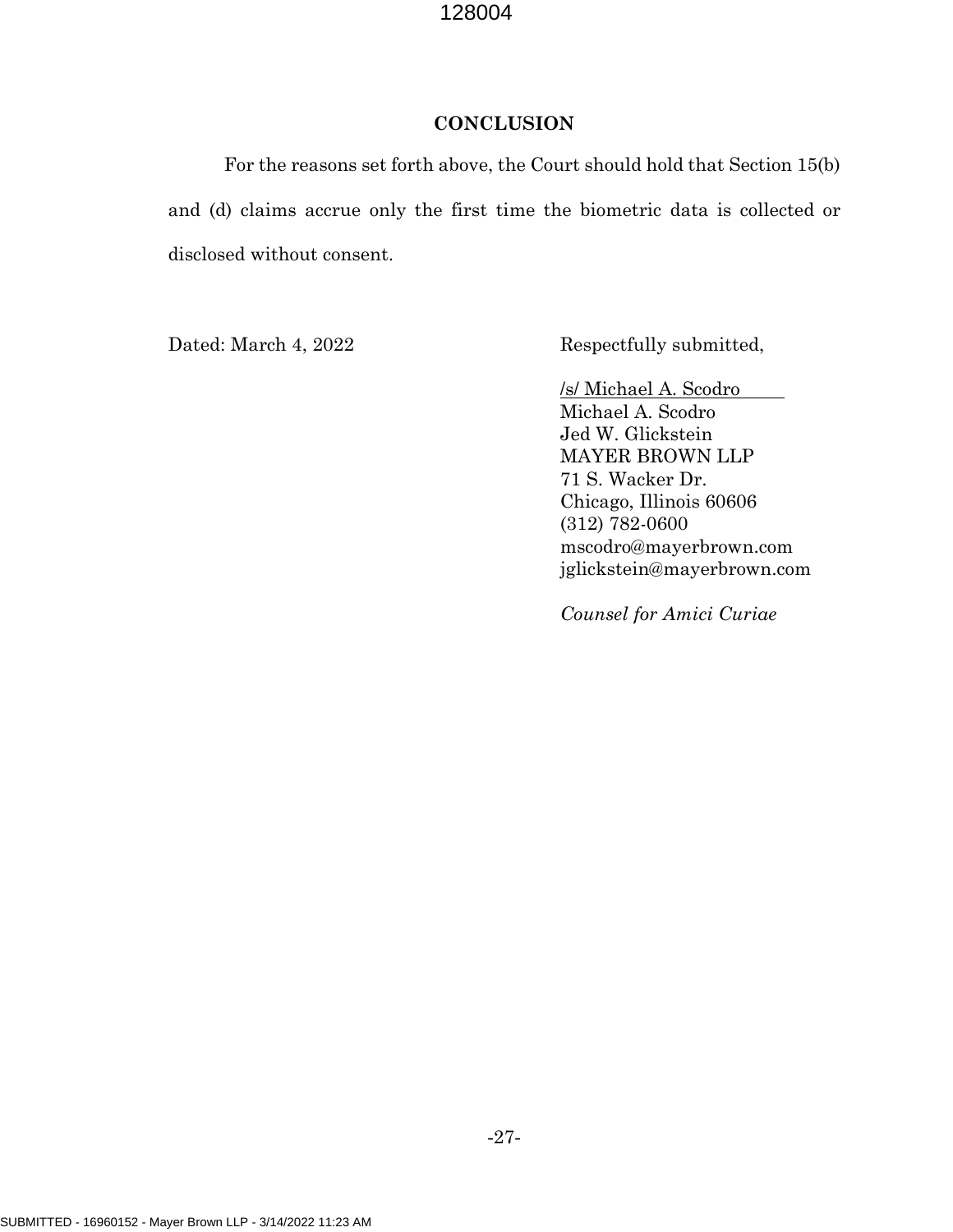## CONCLUSION

For the reasons set forth above, the Court should hold that Section 15(b) and (d) claims accrue only the first time the biometric data is collected or disclosed without consent.

Dated: March 4, 2022

Respectfully submitted,

/s/ Michael A. Scodro
Michael A. Scodro
Jed W. Glickstein
MAYER BROWN LLP
71 S. Wacker Dr.
Chicago, Illinois 60606
(312) 782-0600
mscodro@mayerbrown.com
jglickstein@mayerbrown.com

*Counsel for Amici Curiae*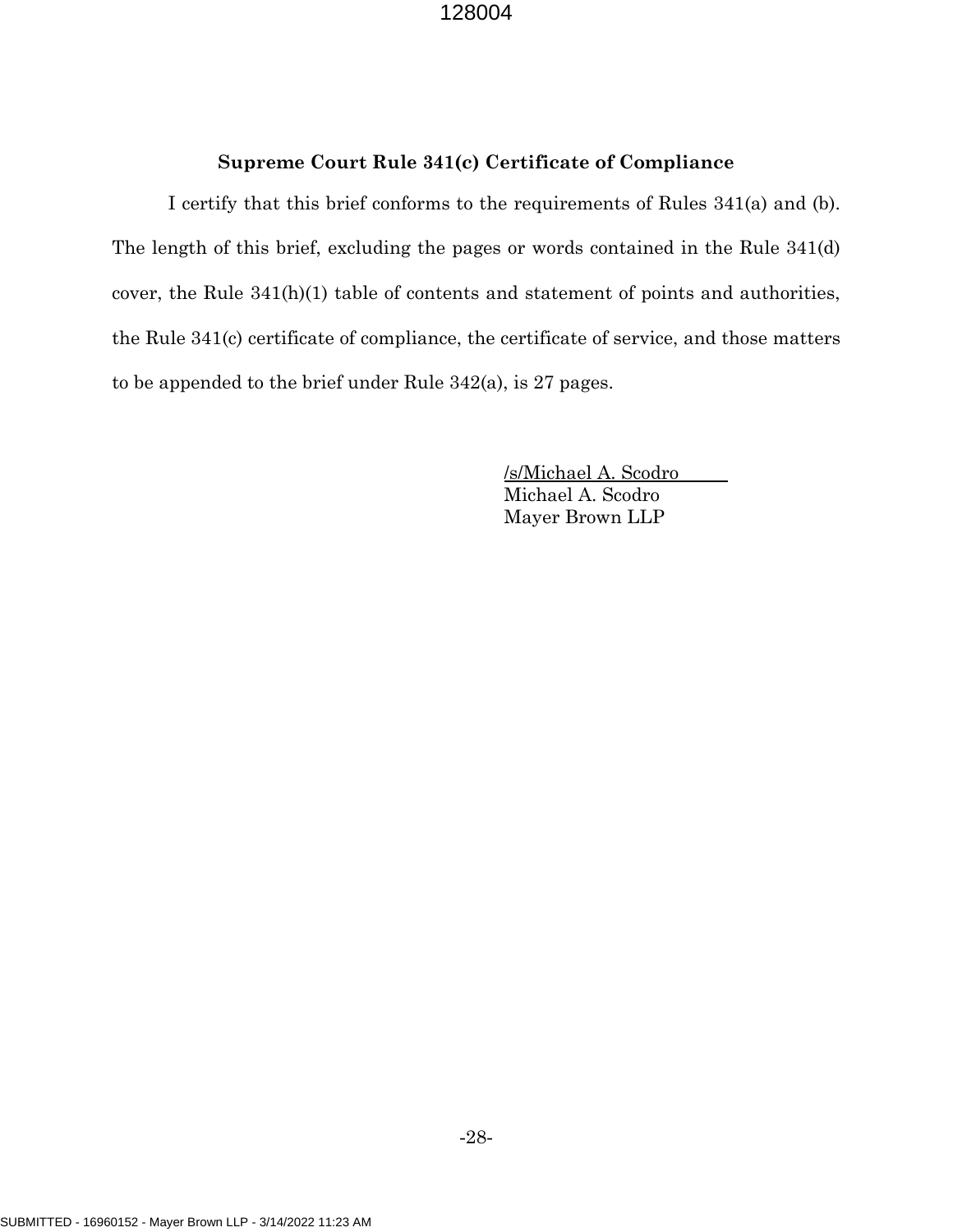**Supreme Court Rule 341(c) Certificate of Compliance**

I certify that this brief conforms to the requirements of Rules 341(a) and (b). The length of this brief, excluding the pages or words contained in the Rule 341(d) cover, the Rule 341(h)(1) table of contents and statement of points and authorities, the Rule 341(c) certificate of compliance, the certificate of service, and those matters to be appended to the brief under Rule 342(a), is 27 pages.

/s/Michael A. Scodro
Michael A. Scodro
Mayer Brown LLP